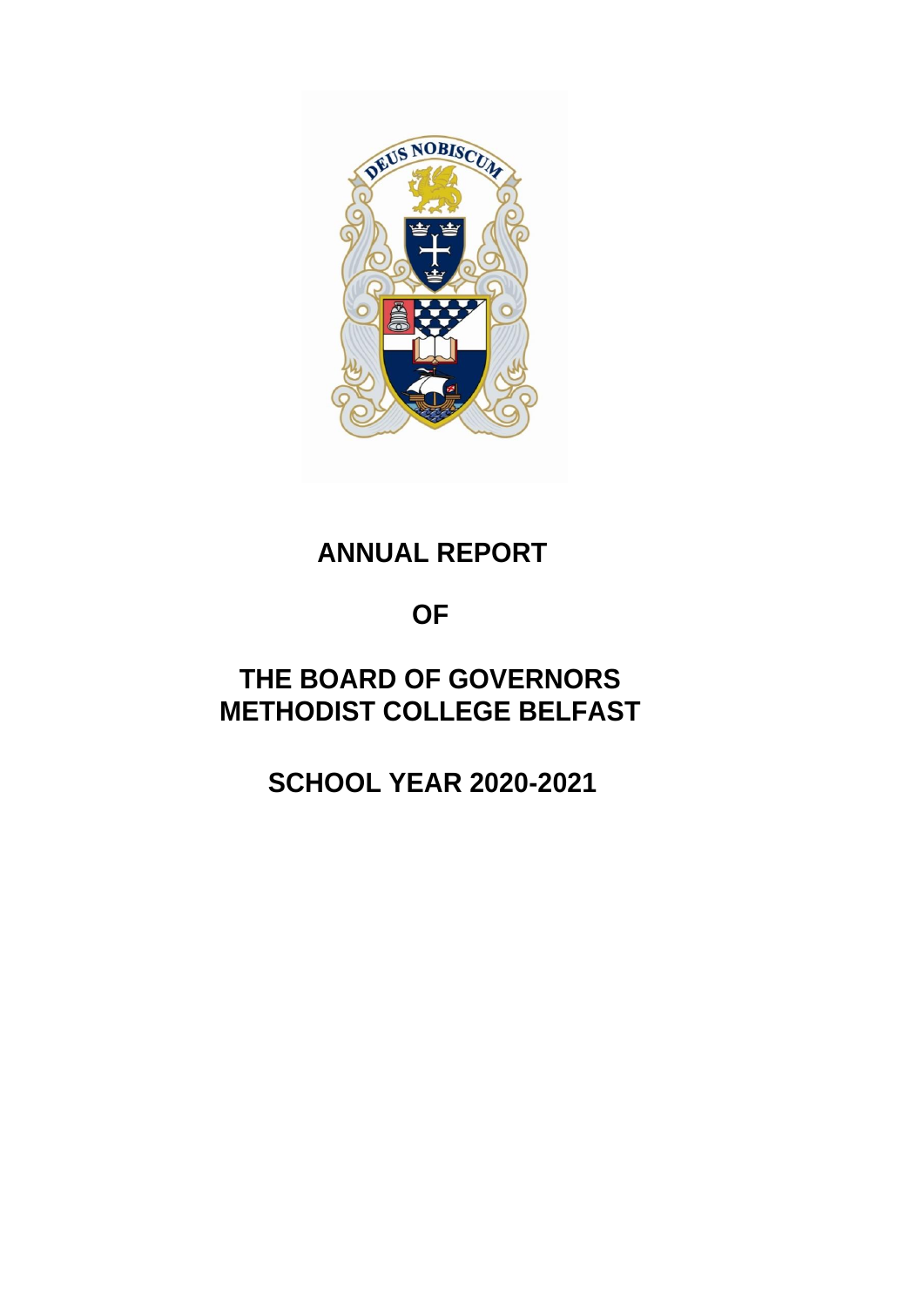# ANNUAL REPORT

# OF

# THE BOARD OF GOVERNORS
# METHODIST COLLEGE BELFAST

# SCHOOL YEAR 2020-2021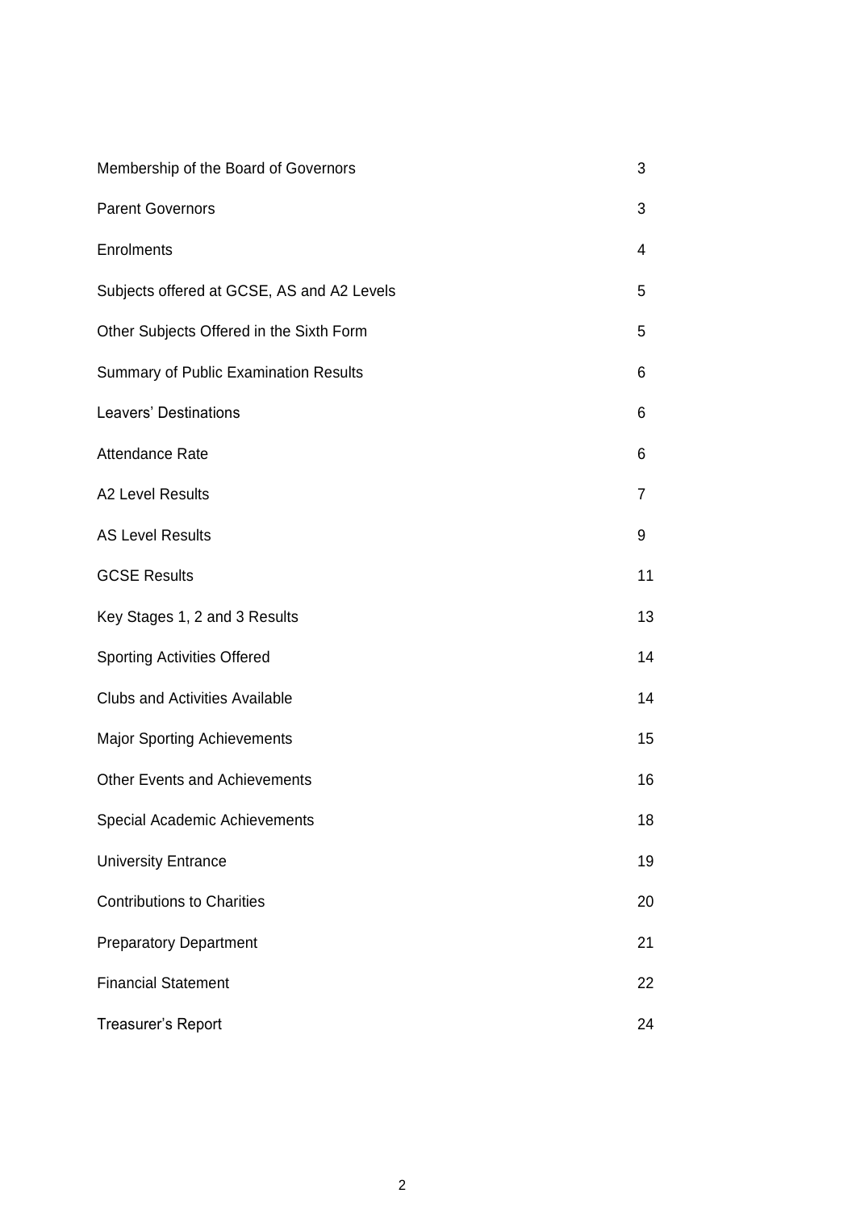| | |
|---|---|
| Membership of the Board of Governors | 3 |
| Parent Governors | 3 |
| Enrolments | 4 |
| Subjects offered at GCSE, AS and A2 Levels | 5 |
| Other Subjects Offered in the Sixth Form | 5 |
| Summary of Public Examination Results | 6 |
| Leavers' Destinations | 6 |
| Attendance Rate | 6 |
| A2 Level Results | 7 |
| AS Level Results | 9 |
| GCSE Results | 11 |
| Key Stages 1, 2 and 3 Results | 13 |
| Sporting Activities Offered | 14 |
| Clubs and Activities Available | 14 |
| Major Sporting Achievements | 15 |
| Other Events and Achievements | 16 |
| Special Academic Achievements | 18 |
| University Entrance | 19 |
| Contributions to Charities | 20 |
| Preparatory Department | 21 |
| Financial Statement | 22 |
| Treasurer's Report | 24 |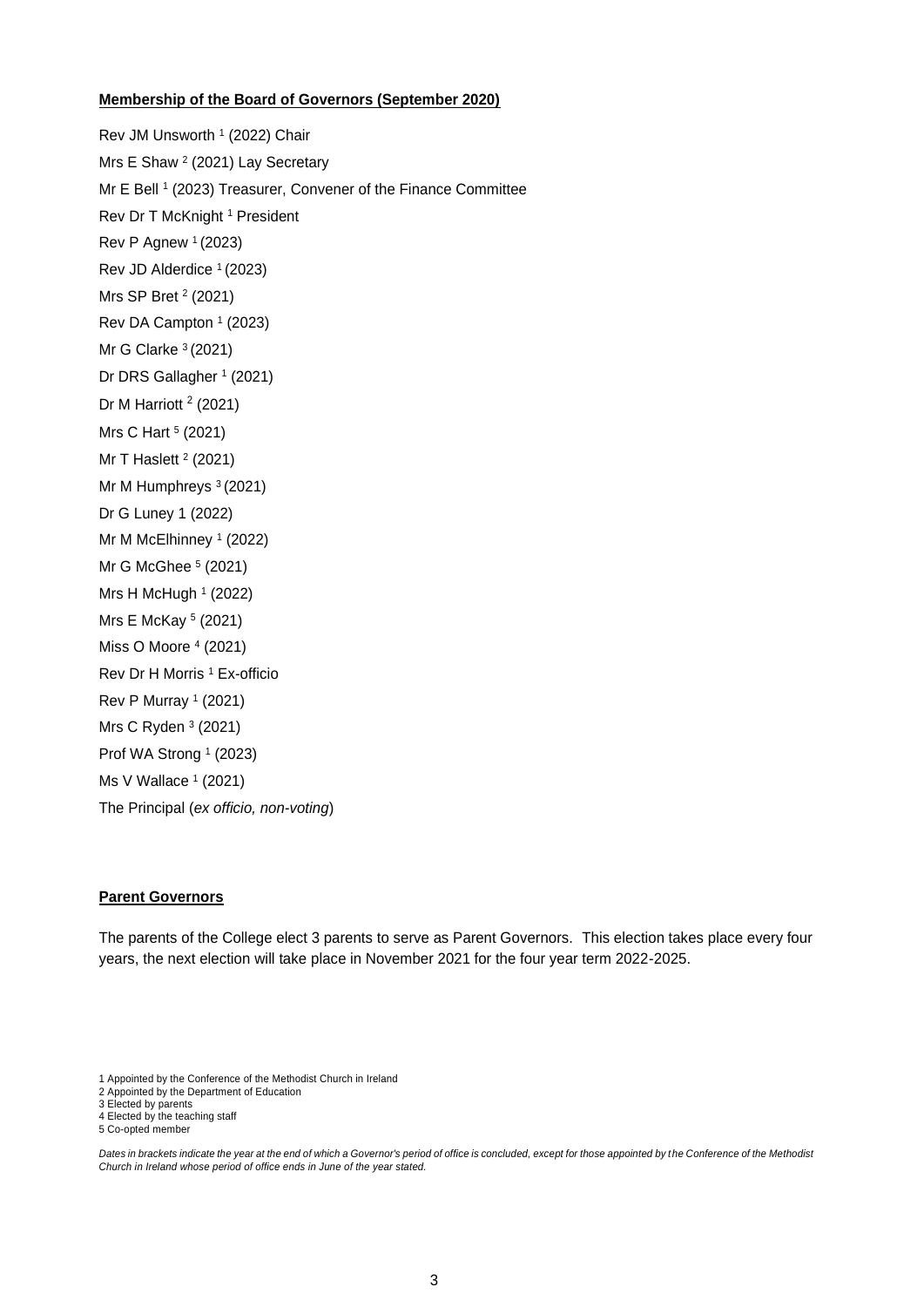**Membership of the Board of Governors (September 2020)**

Rev JM Unsworth [1] (2022) Chair
Mrs E Shaw [2] (2021) Lay Secretary
Mr E Bell [1] (2023) Treasurer, Convener of the Finance Committee
Rev Dr T McKnight [1] President
Rev P Agnew [1] (2023)
Rev JD Alderdice [1] (2023)
Mrs SP Bret [2] (2021)
Rev DA Campton [1] (2023)
Mr G Clarke [3] (2021)
Dr DRS Gallagher [1] (2021)
Dr M Harriott [2] (2021)
Mrs C Hart [5] (2021)
Mr T Haslett [2] (2021)
Mr M Humphreys [3] (2021)
Dr G Luney 1 (2022)
Mr M McElhinney [1] (2022)
Mr G McGhee [5] (2021)
Mrs H McHugh [1] (2022)
Mrs E McKay [5] (2021)
Miss O Moore [4] (2021)
Rev Dr H Morris [1] Ex-officio
Rev P Murray [1] (2021)
Mrs C Ryden [3] (2021)
Prof WA Strong [1] (2023)
Ms V Wallace [1] (2021)
The Principal (*ex officio, non-voting*)

**Parent Governors**

The parents of the College elect 3 parents to serve as Parent Governors. This election takes place every four years, the next election will take place in November 2021 for the four year term 2022-2025.

1 Appointed by the Conference of the Methodist Church in Ireland
2 Appointed by the Department of Education
3 Elected by parents
4 Elected by the teaching staff
5 Co-opted member

*Dates in brackets indicate the year at the end of which a Governor's period of office is concluded, except for those appointed by the Conference of the Methodist Church in Ireland whose period of office ends in June of the year stated.*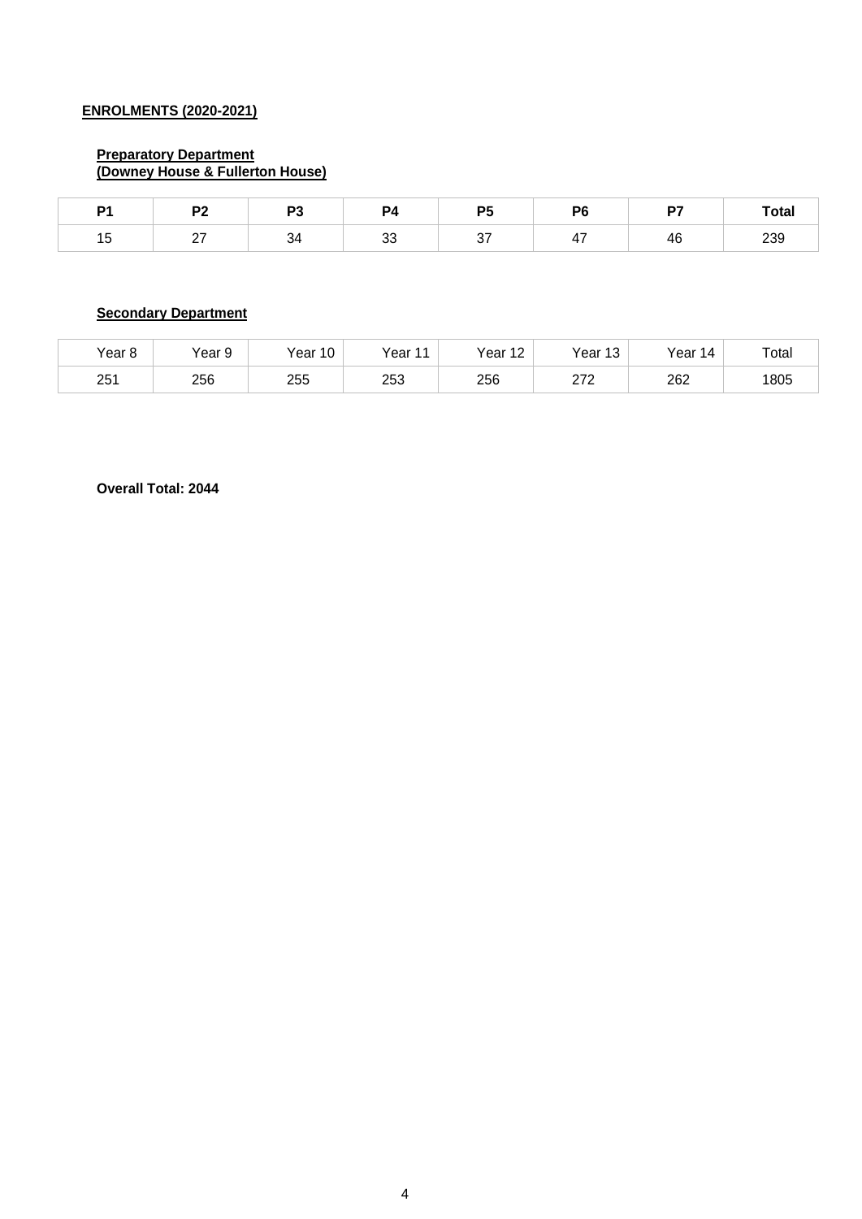## ENROLMENTS (2020-2021)

### Preparatory Department
### (Downey House & Fullerton House)

| P1 | P2 | P3 | P4 | P5 | P6 | P7 | Total |
|---|---|---|---|---|---|---|---|
| 15 | 27 | 34 | 33 | 37 | 47 | 46 | 239 |

### Secondary Department

| Year 8 | Year 9 | Year 10 | Year 11 | Year 12 | Year 13 | Year 14 | Total |
|---|---|---|---|---|---|---|---|
| 251 | 256 | 255 | 253 | 256 | 272 | 262 | 1805 |

**Overall Total: 2044**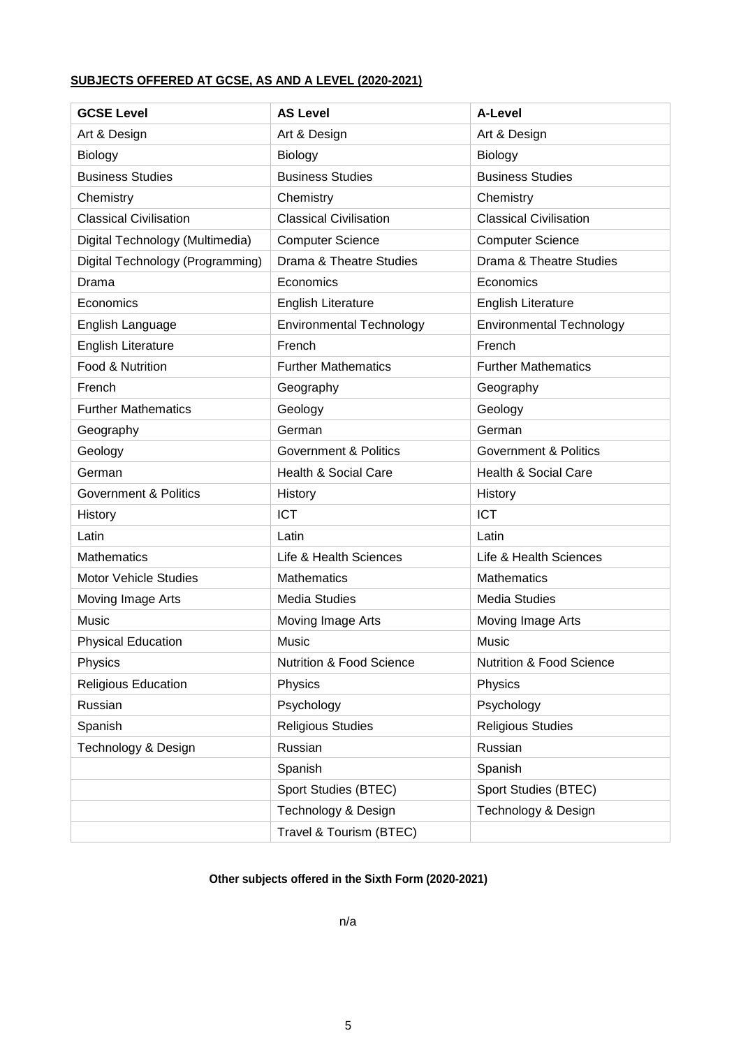**SUBJECTS OFFERED AT GCSE, AS AND A LEVEL (2020-2021)**

| GCSE Level | AS Level | A-Level |
|---|---|---|
| Art & Design | Art & Design | Art & Design |
| Biology | Biology | Biology |
| Business Studies | Business Studies | Business Studies |
| Chemistry | Chemistry | Chemistry |
| Classical Civilisation | Classical Civilisation | Classical Civilisation |
| Digital Technology (Multimedia) | Computer Science | Computer Science |
| Digital Technology (Programming) | Drama & Theatre Studies | Drama & Theatre Studies |
| Drama | Economics | Economics |
| Economics | English Literature | English Literature |
| English Language | Environmental Technology | Environmental Technology |
| English Literature | French | French |
| Food & Nutrition | Further Mathematics | Further Mathematics |
| French | Geography | Geography |
| Further Mathematics | Geology | Geology |
| Geography | German | German |
| Geology | Government & Politics | Government & Politics |
| German | Health & Social Care | Health & Social Care |
| Government & Politics | History | History |
| History | ICT | ICT |
| Latin | Latin | Latin |
| Mathematics | Life & Health Sciences | Life & Health Sciences |
| Motor Vehicle Studies | Mathematics | Mathematics |
| Moving Image Arts | Media Studies | Media Studies |
| Music | Moving Image Arts | Moving Image Arts |
| Physical Education | Music | Music |
| Physics | Nutrition & Food Science | Nutrition & Food Science |
| Religious Education | Physics | Physics |
| Russian | Psychology | Psychology |
| Spanish | Religious Studies | Religious Studies |
| Technology & Design | Russian | Russian |
| | Spanish | Spanish |
| | Sport Studies (BTEC) | Sport Studies (BTEC) |
| | Technology & Design | Technology & Design |
| | Travel & Tourism (BTEC) | |

**Other subjects offered in the Sixth Form (2020-2021)**

n/a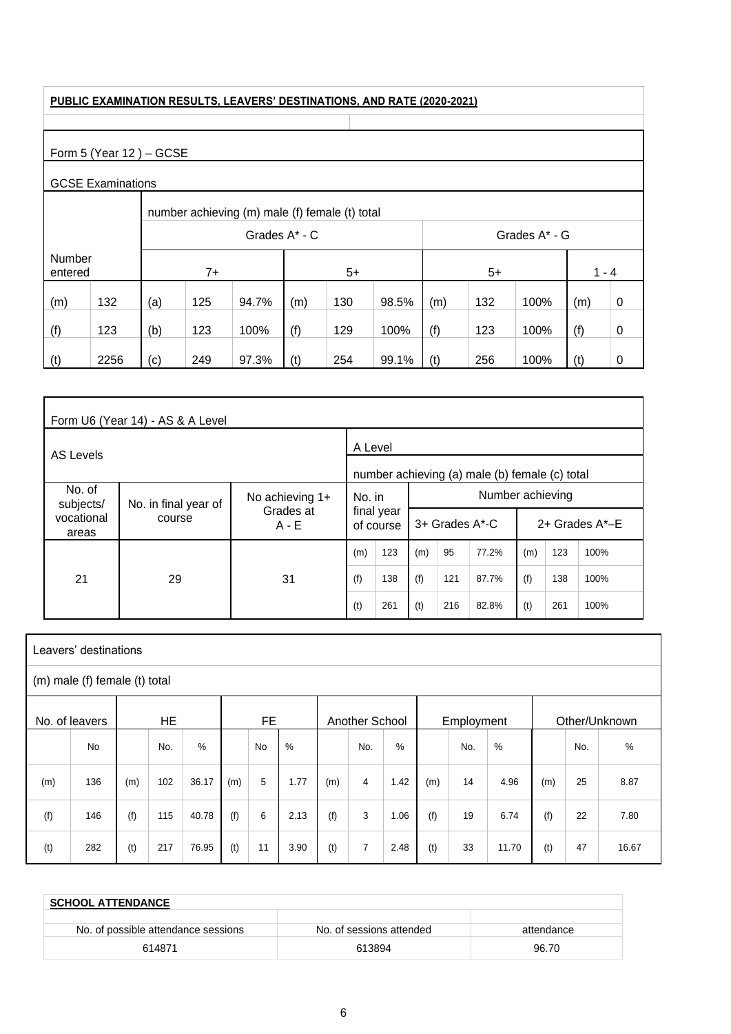**PUBLIC EXAMINATION RESULTS, LEAVERS' DESTINATIONS, AND RATE (2020-2021)**

Form 5 (Year 12 ) – GCSE

GCSE Examinations

| | | number achieving (m) male (f) female (t) total | | | | | | | | | | |
|---|---|---|---|---|---|---|---|---|---|---|---|---|
| | | Grades A* - C | | | | | | Grades A* - G | | | | |
| Number entered | | 7+ | | | 5+ | | | 5+ | | | 1 - 4 | |
| (m) | 132 | (a) | 125 | 94.7% | (m) | 130 | 98.5% | (m) | 132 | 100% | (m) | 0 |
| (f) | 123 | (b) | 123 | 100% | (f) | 129 | 100% | (f) | 123 | 100% | (f) | 0 |
| (t) | 2256 | (c) | 249 | 97.3% | (t) | 254 | 99.1% | (t) | 256 | 100% | (t) | 0 |

Form U6 (Year 14) - AS & A Level

| AS Levels | | | A Level | | | | | | | |
|---|---|---|---|---|---|---|---|---|---|---|
| | | | number achieving (a) male (b) female (c) total | | | | | | | |
| No. of subjects/ vocational areas | No. in final year of course | No achieving 1+ Grades at A - E | No. in final year of course | | Number achieving | | | | | |
| | | | | | 3+ Grades A*-C | | | 2+ Grades A*–E | | |
| 21 | 29 | 31 | (m) | 123 | (m) | 95 | 77.2% | (m) | 123 | 100% |
| | | | (f) | 138 | (f) | 121 | 87.7% | (f) | 138 | 100% |
| | | | (t) | 261 | (t) | 216 | 82.8% | (t) | 261 | 100% |

Leavers' destinations

(m) male (f) female (t) total

| No. of leavers | | HE | | | FE | | | Another School | | | Employment | | | Other/Unknown | | |
|---|---|---|---|---|---|---|---|---|---|---|---|---|---|---|---|---|
| | No | | No. | % | | No | % | | No. | % | | No. | % | | No. | % |
| (m) | 136 | (m) | 102 | 36.17 | (m) | 5 | 1.77 | (m) | 4 | 1.42 | (m) | 14 | 4.96 | (m) | 25 | 8.87 |
| (f) | 146 | (f) | 115 | 40.78 | (f) | 6 | 2.13 | (f) | 3 | 1.06 | (f) | 19 | 6.74 | (f) | 22 | 7.80 |
| (t) | 282 | (t) | 217 | 76.95 | (t) | 11 | 3.90 | (t) | 7 | 2.48 | (t) | 33 | 11.70 | (t) | 47 | 16.67 |

**SCHOOL ATTENDANCE**

| No. of possible attendance sessions | No. of sessions attended | attendance |
|---|---|---|
| 614871 | 613894 | 96.70 |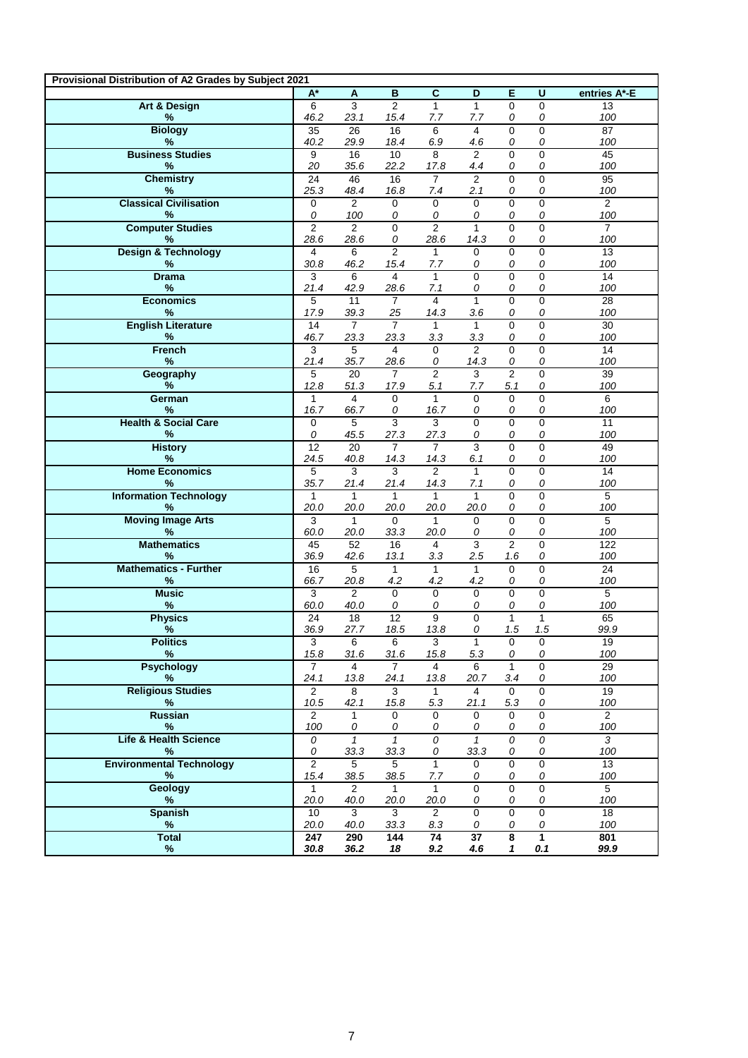| Provisional Distribution of A2 Grades by Subject 2021 | | | | | | | | |
|---|---|---|---|---|---|---|---|---|
| | A* | A | B | C | D | E | U | entries A*-E |
| **Art & Design** | 6 | 3 | 2 | 1 | 1 | 0 | 0 | 13 |
| **%** | *46.2* | *23.1* | *15.4* | *7.7* | *7.7* | *0* | *0* | *100* |
| **Biology** | 35 | 26 | 16 | 6 | 4 | 0 | 0 | 87 |
| **%** | *40.2* | *29.9* | *18.4* | *6.9* | *4.6* | *0* | *0* | *100* |
| **Business Studies** | 9 | 16 | 10 | 8 | 2 | 0 | 0 | 45 |
| **%** | *20* | *35.6* | *22.2* | *17.8* | *4.4* | *0* | *0* | *100* |
| **Chemistry** | 24 | 46 | 16 | 7 | 2 | 0 | 0 | 95 |
| **%** | *25.3* | *48.4* | *16.8* | *7.4* | *2.1* | *0* | *0* | *100* |
| **Classical Civilisation** | 0 | 2 | 0 | 0 | 0 | 0 | 0 | 2 |
| **%** | *0* | *100* | *0* | *0* | *0* | *0* | *0* | *100* |
| **Computer Studies** | 2 | 2 | 0 | 2 | 1 | 0 | 0 | 7 |
| **%** | *28.6* | *28.6* | *0* | *28.6* | *14.3* | *0* | *0* | *100* |
| **Design & Technology** | 4 | 6 | 2 | 1 | 0 | 0 | 0 | 13 |
| **%** | *30.8* | *46.2* | *15.4* | *7.7* | *0* | *0* | *0* | *100* |
| **Drama** | 3 | 6 | 4 | 1 | 0 | 0 | 0 | 14 |
| **%** | *21.4* | *42.9* | *28.6* | *7.1* | *0* | *0* | *0* | *100* |
| **Economics** | 5 | 11 | 7 | 4 | 1 | 0 | 0 | 28 |
| **%** | *17.9* | *39.3* | *25* | *14.3* | *3.6* | *0* | *0* | *100* |
| **English Literature** | 14 | 7 | 7 | 1 | 1 | 0 | 0 | 30 |
| **%** | *46.7* | *23.3* | *23.3* | *3.3* | *3.3* | *0* | *0* | *100* |
| **French** | 3 | 5 | 4 | 0 | 2 | 0 | 0 | 14 |
| **%** | *21.4* | *35.7* | *28.6* | *0* | *14.3* | *0* | *0* | *100* |
| **Geography** | 5 | 20 | 7 | 2 | 3 | 2 | 0 | 39 |
| **%** | *12.8* | *51.3* | *17.9* | *5.1* | *7.7* | *5.1* | *0* | *100* |
| **German** | 1 | 4 | 0 | 1 | 0 | 0 | 0 | 6 |
| **%** | *16.7* | *66.7* | *0* | *16.7* | *0* | *0* | *0* | *100* |
| **Health & Social Care** | 0 | 5 | 3 | 3 | 0 | 0 | 0 | 11 |
| **%** | *0* | *45.5* | *27.3* | *27.3* | *0* | *0* | *0* | *100* |
| **History** | 12 | 20 | 7 | 7 | 3 | 0 | 0 | 49 |
| **%** | *24.5* | *40.8* | *14.3* | *14.3* | *6.1* | *0* | *0* | *100* |
| **Home Economics** | 5 | 3 | 3 | 2 | 1 | 0 | 0 | 14 |
| **%** | *35.7* | *21.4* | *21.4* | *14.3* | *7.1* | *0* | *0* | *100* |
| **Information Technology** | 1 | 1 | 1 | 1 | 1 | 0 | 0 | 5 |
| **%** | *20.0* | *20.0* | *20.0* | *20.0* | *20.0* | *0* | *0* | *100* |
| **Moving Image Arts** | 3 | 1 | 0 | 1 | 0 | 0 | 0 | 5 |
| **%** | *60.0* | *20.0* | *33.3* | *20.0* | *0* | *0* | *0* | *100* |
| **Mathematics** | 45 | 52 | 16 | 4 | 3 | 2 | 0 | 122 |
| **%** | *36.9* | *42.6* | *13.1* | *3.3* | *2.5* | *1.6* | *0* | *100* |
| **Mathematics - Further** | 16 | 5 | 1 | 1 | 1 | 0 | 0 | 24 |
| **%** | *66.7* | *20.8* | *4.2* | *4.2* | *4.2* | *0* | *0* | *100* |
| **Music** | 3 | 2 | 0 | 0 | 0 | 0 | 0 | 5 |
| **%** | *60.0* | *40.0* | *0* | *0* | *0* | *0* | *0* | *100* |
| **Physics** | 24 | 18 | 12 | 9 | 0 | 1 | 1 | 65 |
| **%** | *36.9* | *27.7* | *18.5* | *13.8* | *0* | *1.5* | *1.5* | *99.9* |
| **Politics** | 3 | 6 | 6 | 3 | 1 | 0 | 0 | 19 |
| **%** | *15.8* | *31.6* | *31.6* | *15.8* | *5.3* | *0* | *0* | *100* |
| **Psychology** | 7 | 4 | 7 | 4 | 6 | 1 | 0 | 29 |
| **%** | *24.1* | *13.8* | *24.1* | *13.8* | *20.7* | *3.4* | *0* | *100* |
| **Religious Studies** | 2 | 8 | 3 | 1 | 4 | 0 | 0 | 19 |
| **%** | *10.5* | *42.1* | *15.8* | *5.3* | *21.1* | *5.3* | *0* | *100* |
| **Russian** | 2 | 1 | 0 | 0 | 0 | 0 | 0 | 2 |
| **%** | *100* | *0* | *0* | *0* | *0* | *0* | *0* | *100* |
| **Life & Health Science** | *0* | *1* | *1* | *0* | *1* | *0* | *0* | *3* |
| **%** | *0* | *33.3* | *33.3* | *0* | *33.3* | *0* | *0* | *100* |
| **Environmental Technology** | 2 | 5 | 5 | 1 | 0 | 0 | 0 | 13 |
| **%** | *15.4* | *38.5* | *38.5* | *7.7* | *0* | *0* | *0* | *100* |
| **Geology** | 1 | 2 | 1 | 1 | 0 | 0 | 0 | 5 |
| **%** | *20.0* | *40.0* | *20.0* | *20.0* | *0* | *0* | *0* | *100* |
| **Spanish** | 10 | 3 | 3 | 2 | 0 | 0 | 0 | 18 |
| **%** | *20.0* | *40.0* | *33.3* | *8.3* | *0* | *0* | *0* | *100* |
| **Total** | **247** | **290** | **144** | **74** | **37** | **8** | **1** | **801** |
| **%** | ***30.8*** | ***36.2*** | ***18*** | ***9.2*** | ***4.6*** | ***1*** | ***0.1*** | ***99.9*** |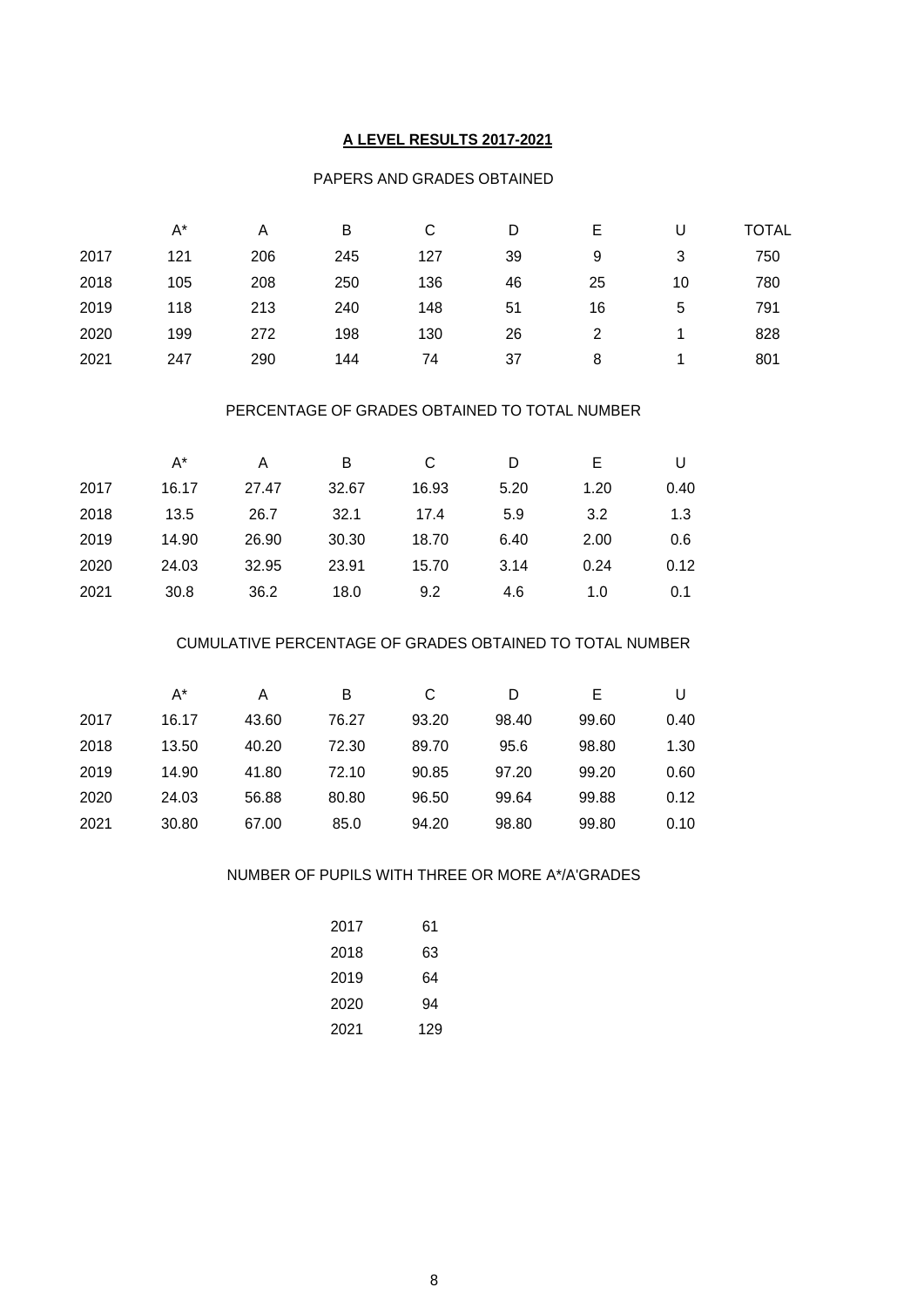# A LEVEL RESULTS 2017-2021

## PAPERS AND GRADES OBTAINED

| | A* | A | B | C | D | E | U | TOTAL |
|---|---|---|---|---|---|---|---|---|
| 2017 | 121 | 206 | 245 | 127 | 39 | 9 | 3 | 750 |
| 2018 | 105 | 208 | 250 | 136 | 46 | 25 | 10 | 780 |
| 2019 | 118 | 213 | 240 | 148 | 51 | 16 | 5 | 791 |
| 2020 | 199 | 272 | 198 | 130 | 26 | 2 | 1 | 828 |
| 2021 | 247 | 290 | 144 | 74 | 37 | 8 | 1 | 801 |

## PERCENTAGE OF GRADES OBTAINED TO TOTAL NUMBER

| | A* | A | B | C | D | E | U |
|---|---|---|---|---|---|---|---|
| 2017 | 16.17 | 27.47 | 32.67 | 16.93 | 5.20 | 1.20 | 0.40 |
| 2018 | 13.5 | 26.7 | 32.1 | 17.4 | 5.9 | 3.2 | 1.3 |
| 2019 | 14.90 | 26.90 | 30.30 | 18.70 | 6.40 | 2.00 | 0.6 |
| 2020 | 24.03 | 32.95 | 23.91 | 15.70 | 3.14 | 0.24 | 0.12 |
| 2021 | 30.8 | 36.2 | 18.0 | 9.2 | 4.6 | 1.0 | 0.1 |

## CUMULATIVE PERCENTAGE OF GRADES OBTAINED TO TOTAL NUMBER

| | A* | A | B | C | D | E | U |
|---|---|---|---|---|---|---|---|
| 2017 | 16.17 | 43.60 | 76.27 | 93.20 | 98.40 | 99.60 | 0.40 |
| 2018 | 13.50 | 40.20 | 72.30 | 89.70 | 95.6 | 98.80 | 1.30 |
| 2019 | 14.90 | 41.80 | 72.10 | 90.85 | 97.20 | 99.20 | 0.60 |
| 2020 | 24.03 | 56.88 | 80.80 | 96.50 | 99.64 | 99.88 | 0.12 |
| 2021 | 30.80 | 67.00 | 85.0 | 94.20 | 98.80 | 99.80 | 0.10 |

## NUMBER OF PUPILS WITH THREE OR MORE A*/A'GRADES

| | |
|---|---|
| 2017 | 61 |
| 2018 | 63 |
| 2019 | 64 |
| 2020 | 94 |
| 2021 | 129 |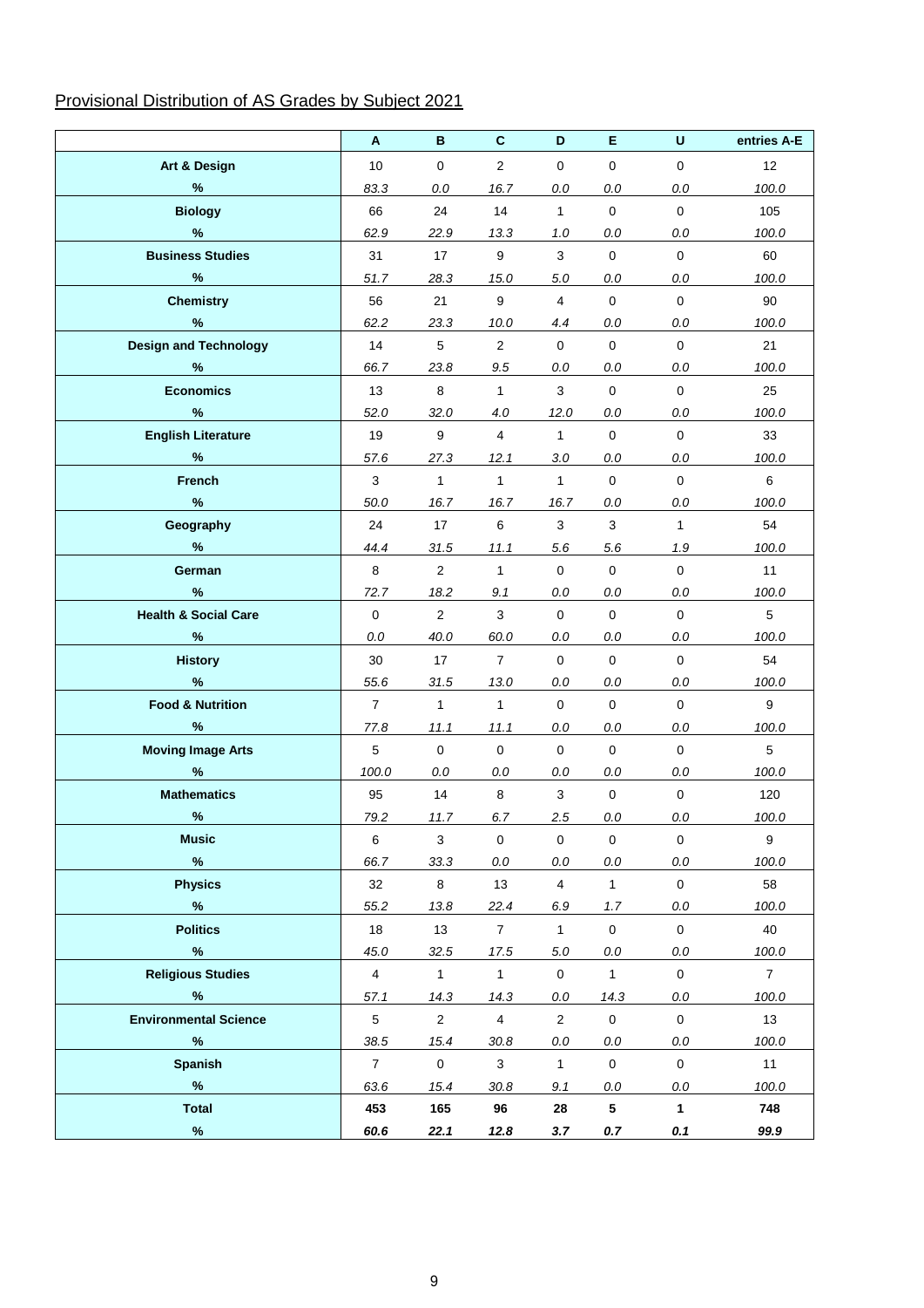Provisional Distribution of AS Grades by Subject 2021

| | A | B | C | D | E | U | entries A-E |
|---|---|---|---|---|---|---|---|
| **Art & Design** | 10 | 0 | 2 | 0 | 0 | 0 | 12 |
| **%** | *83.3* | *0.0* | *16.7* | *0.0* | *0.0* | *0.0* | *100.0* |
| **Biology** | 66 | 24 | 14 | 1 | 0 | 0 | 105 |
| **%** | *62.9* | *22.9* | *13.3* | *1.0* | *0.0* | *0.0* | *100.0* |
| **Business Studies** | 31 | 17 | 9 | 3 | 0 | 0 | 60 |
| **%** | *51.7* | *28.3* | *15.0* | *5.0* | *0.0* | *0.0* | *100.0* |
| **Chemistry** | 56 | 21 | 9 | 4 | 0 | 0 | 90 |
| **%** | *62.2* | *23.3* | *10.0* | *4.4* | *0.0* | *0.0* | *100.0* |
| **Design and Technology** | 14 | 5 | 2 | 0 | 0 | 0 | 21 |
| **%** | *66.7* | *23.8* | *9.5* | *0.0* | *0.0* | *0.0* | *100.0* |
| **Economics** | 13 | 8 | 1 | 3 | 0 | 0 | 25 |
| **%** | *52.0* | *32.0* | *4.0* | *12.0* | *0.0* | *0.0* | *100.0* |
| **English Literature** | 19 | 9 | 4 | 1 | 0 | 0 | 33 |
| **%** | *57.6* | *27.3* | *12.1* | *3.0* | *0.0* | *0.0* | *100.0* |
| **French** | 3 | 1 | 1 | 1 | 0 | 0 | 6 |
| **%** | *50.0* | *16.7* | *16.7* | *16.7* | *0.0* | *0.0* | *100.0* |
| **Geography** | 24 | 17 | 6 | 3 | 3 | 1 | 54 |
| **%** | *44.4* | *31.5* | *11.1* | *5.6* | *5.6* | *1.9* | *100.0* |
| **German** | 8 | 2 | 1 | 0 | 0 | 0 | 11 |
| **%** | *72.7* | *18.2* | *9.1* | *0.0* | *0.0* | *0.0* | *100.0* |
| **Health & Social Care** | 0 | 2 | 3 | 0 | 0 | 0 | 5 |
| **%** | *0.0* | *40.0* | *60.0* | *0.0* | *0.0* | *0.0* | *100.0* |
| **History** | 30 | 17 | 7 | 0 | 0 | 0 | 54 |
| **%** | *55.6* | *31.5* | *13.0* | *0.0* | *0.0* | *0.0* | *100.0* |
| **Food & Nutrition** | 7 | 1 | 1 | 0 | 0 | 0 | 9 |
| **%** | *77.8* | *11.1* | *11.1* | *0.0* | *0.0* | *0.0* | *100.0* |
| **Moving Image Arts** | 5 | 0 | 0 | 0 | 0 | 0 | 5 |
| **%** | *100.0* | *0.0* | *0.0* | *0.0* | *0.0* | *0.0* | *100.0* |
| **Mathematics** | 95 | 14 | 8 | 3 | 0 | 0 | 120 |
| **%** | *79.2* | *11.7* | *6.7* | *2.5* | *0.0* | *0.0* | *100.0* |
| **Music** | 6 | 3 | 0 | 0 | 0 | 0 | 9 |
| **%** | *66.7* | *33.3* | *0.0* | *0.0* | *0.0* | *0.0* | *100.0* |
| **Physics** | 32 | 8 | 13 | 4 | 1 | 0 | 58 |
| **%** | *55.2* | *13.8* | *22.4* | *6.9* | *1.7* | *0.0* | *100.0* |
| **Politics** | 18 | 13 | 7 | 1 | 0 | 0 | 40 |
| **%** | *45.0* | *32.5* | *17.5* | *5.0* | *0.0* | *0.0* | *100.0* |
| **Religious Studies** | 4 | 1 | 1 | 0 | 1 | 0 | 7 |
| **%** | *57.1* | *14.3* | *14.3* | *0.0* | *14.3* | *0.0* | *100.0* |
| **Environmental Science** | 5 | 2 | 4 | 2 | 0 | 0 | 13 |
| **%** | *38.5* | *15.4* | *30.8* | *0.0* | *0.0* | *0.0* | *100.0* |
| **Spanish** | 7 | 0 | 3 | 1 | 0 | 0 | 11 |
| **%** | *63.6* | *15.4* | *30.8* | *9.1* | *0.0* | *0.0* | *100.0* |
| **Total** | **453** | **165** | **96** | **28** | **5** | **1** | **748** |
| **%** | ***60.6*** | ***22.1*** | ***12.8*** | ***3.7*** | ***0.7*** | ***0.1*** | ***99.9*** |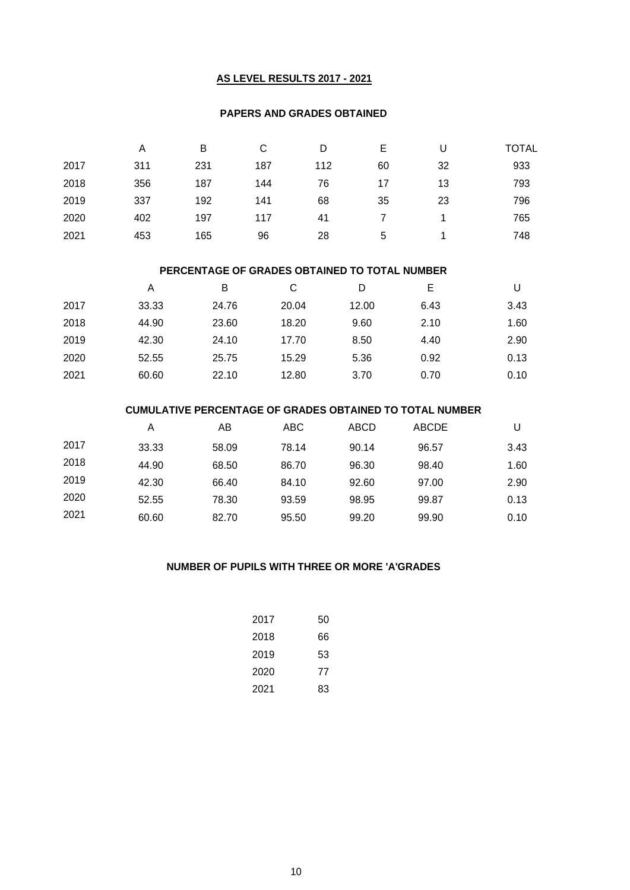# AS LEVEL RESULTS 2017 - 2021

## PAPERS AND GRADES OBTAINED

| | A | B | C | D | E | U | TOTAL |
|---|---|---|---|---|---|---|---|
| 2017 | 311 | 231 | 187 | 112 | 60 | 32 | 933 |
| 2018 | 356 | 187 | 144 | 76 | 17 | 13 | 793 |
| 2019 | 337 | 192 | 141 | 68 | 35 | 23 | 796 |
| 2020 | 402 | 197 | 117 | 41 | 7 | 1 | 765 |
| 2021 | 453 | 165 | 96 | 28 | 5 | 1 | 748 |

## PERCENTAGE OF GRADES OBTAINED TO TOTAL NUMBER

| | A | B | C | D | E | U |
|---|---|---|---|---|---|---|
| 2017 | 33.33 | 24.76 | 20.04 | 12.00 | 6.43 | 3.43 |
| 2018 | 44.90 | 23.60 | 18.20 | 9.60 | 2.10 | 1.60 |
| 2019 | 42.30 | 24.10 | 17.70 | 8.50 | 4.40 | 2.90 |
| 2020 | 52.55 | 25.75 | 15.29 | 5.36 | 0.92 | 0.13 |
| 2021 | 60.60 | 22.10 | 12.80 | 3.70 | 0.70 | 0.10 |

## CUMULATIVE PERCENTAGE OF GRADES OBTAINED TO TOTAL NUMBER

| | A | AB | ABC | ABCD | ABCDE | U |
|---|---|---|---|---|---|---|
| 2017 | 33.33 | 58.09 | 78.14 | 90.14 | 96.57 | 3.43 |
| 2018 | 44.90 | 68.50 | 86.70 | 96.30 | 98.40 | 1.60 |
| 2019 | 42.30 | 66.40 | 84.10 | 92.60 | 97.00 | 2.90 |
| 2020 | 52.55 | 78.30 | 93.59 | 98.95 | 99.87 | 0.13 |
| 2021 | 60.60 | 82.70 | 95.50 | 99.20 | 99.90 | 0.10 |

## NUMBER OF PUPILS WITH THREE OR MORE 'A'GRADES

| | |
|---|---|
| 2017 | 50 |
| 2018 | 66 |
| 2019 | 53 |
| 2020 | 77 |
| 2021 | 83 |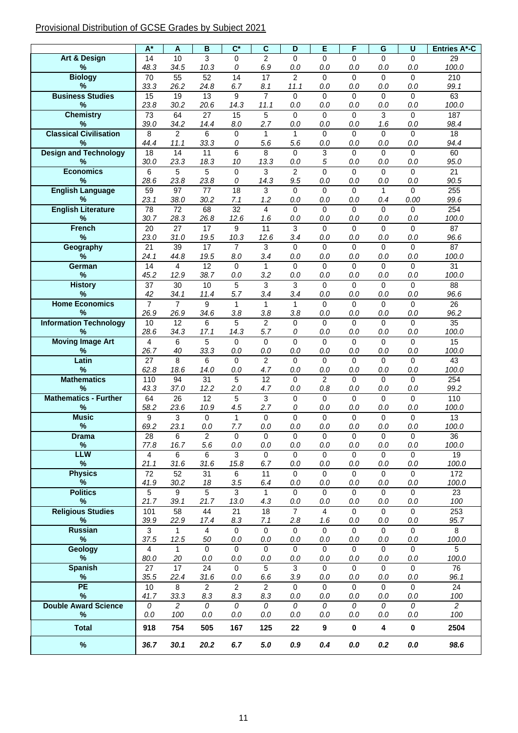Provisional Distribution of GCSE Grades by Subject 2021

| | A* | A | B | C* | C | D | E | F | G | U | Entries A*-C |
|---|---|---|---|---|---|---|---|---|---|---|---|
| **Art & Design** | 14 | 10 | 3 | 0 | 2 | 0 | 0 | 0 | 0 | 0 | 29 |
| **%** | 48.3 | 34.5 | 10.3 | 0 | 6.9 | 0.0 | 0.0 | 0.0 | 0.0 | 0.0 | 100.0 |
| **Biology** | 70 | 55 | 52 | 14 | 17 | 2 | 0 | 0 | 0 | 0 | 210 |
| **%** | 33.3 | 26.2 | 24.8 | 6.7 | 8.1 | 11.1 | 0.0 | 0.0 | 0.0 | 0.0 | 99.1 |
| **Business Studies** | 15 | 19 | 13 | 9 | 7 | 0 | 0 | 0 | 0 | 0 | 63 |
| **%** | 23.8 | 30.2 | 20.6 | 14.3 | 11.1 | 0.0 | 0.0 | 0.0 | 0.0 | 0.0 | 100.0 |
| **Chemistry** | 73 | 64 | 27 | 15 | 5 | 0 | 0 | 0 | 3 | 0 | 187 |
| **%** | 39.0 | 34.2 | 14.4 | 8.0 | 2.7 | 0.0 | 0.0 | 0.0 | 1.6 | 0.0 | 98.4 |
| **Classical Civilisation** | 8 | 2 | 6 | 0 | 1 | 1 | 0 | 0 | 0 | 0 | 18 |
| **%** | 44.4 | 11.1 | 33.3 | 0 | 5.6 | 5.6 | 0.0 | 0.0 | 0.0 | 0.0 | 94.4 |
| **Design and Technology** | 18 | 14 | 11 | 6 | 8 | 0 | 3 | 0 | 0 | 0 | 60 |
| **%** | 30.0 | 23.3 | 18.3 | 10 | 13.3 | 0.0 | 5 | 0.0 | 0.0 | 0.0 | 95.0 |
| **Economics** | 6 | 5 | 5 | 0 | 3 | 2 | 0 | 0 | 0 | 0 | 21 |
| **%** | 28.6 | 23.8 | 23.8 | 0 | 14.3 | 9.5 | 0.0 | 0.0 | 0.0 | 0.0 | 90.5 |
| **English Language** | 59 | 97 | 77 | 18 | 3 | 0 | 0 | 0 | 1 | 0 | 255 |
| **%** | 23.1 | 38.0 | 30.2 | 7.1 | 1.2 | 0.0 | 0.0 | 0.0 | 0.4 | 0.00 | 99.6 |
| **English Literature** | 78 | 72 | 68 | 32 | 4 | 0 | 0 | 0 | 0 | 0 | 254 |
| **%** | 30.7 | 28.3 | 26.8 | 12.6 | 1.6 | 0.0 | 0.0 | 0.0 | 0.0 | 0.0 | 100.0 |
| **French** | 20 | 27 | 17 | 9 | 11 | 3 | 0 | 0 | 0 | 0 | 87 |
| **%** | 23.0 | 31.0 | 19.5 | 10.3 | 12.6 | 3.4 | 0.0 | 0.0 | 0.0 | 0.0 | 96.6 |
| **Geography** | 21 | 39 | 17 | 7 | 3 | 0 | 0 | 0 | 0 | 0 | 87 |
| **%** | 24.1 | 44.8 | 19.5 | 8.0 | 3.4 | 0.0 | 0.0 | 0.0 | 0.0 | 0.0 | 100.0 |
| **German** | 14 | 4 | 12 | 0 | 1 | 0 | 0 | 0 | 0 | 0 | 31 |
| **%** | 45.2 | 12.9 | 38.7 | 0.0 | 3.2 | 0.0 | 0.0 | 0.0 | 0.0 | 0.0 | 100.0 |
| **History** | 37 | 30 | 10 | 5 | 3 | 3 | 0 | 0 | 0 | 0 | 88 |
| **%** | 42 | 34.1 | 11.4 | 5.7 | 3.4 | 3.4 | 0.0 | 0.0 | 0.0 | 0.0 | 96.6 |
| **Home Economics** | 7 | 7 | 9 | 1 | 1 | 1 | 0 | 0 | 0 | 0 | 26 |
| **%** | 26.9 | 26.9 | 34.6 | 3.8 | 3.8 | 3.8 | 0.0 | 0.0 | 0.0 | 0.0 | 96.2 |
| **Information Technology** | 10 | 12 | 6 | 5 | 2 | 0 | 0 | 0 | 0 | 0 | 35 |
| **%** | 28.6 | 34.3 | 17.1 | 14.3 | 5.7 | 0 | 0.0 | 0.0 | 0.0 | 0.0 | 100.0 |
| **Moving Image Art** | 4 | 6 | 5 | 0 | 0 | 0 | 0 | 0 | 0 | 0 | 15 |
| **%** | 26.7 | 40 | 33.3 | 0.0 | 0.0 | 0.0 | 0.0 | 0.0 | 0.0 | 0.0 | 100.0 |
| **Latin** | 27 | 8 | 6 | 0 | 2 | 0 | 0 | 0 | 0 | 0 | 43 |
| **%** | 62.8 | 18.6 | 14.0 | 0.0 | 4.7 | 0.0 | 0.0 | 0.0 | 0.0 | 0.0 | 100.0 |
| **Mathematics** | 110 | 94 | 31 | 5 | 12 | 0 | 2 | 0 | 0 | 0 | 254 |
| **%** | 43.3 | 37.0 | 12.2 | 2.0 | 4.7 | 0.0 | 0.8 | 0.0 | 0.0 | 0.0 | 99.2 |
| **Mathematics - Further** | 64 | 26 | 12 | 5 | 3 | 0 | 0 | 0 | 0 | 0 | 110 |
| **%** | 58.2 | 23.6 | 10.9 | 4.5 | 2.7 | 0 | 0.0 | 0.0 | 0.0 | 0.0 | 100.0 |
| **Music** | 9 | 3 | 0 | 1 | 0 | 0 | 0 | 0 | 0 | 0 | 13 |
| **%** | 69.2 | 23.1 | 0.0 | 7.7 | 0.0 | 0.0 | 0.0 | 0.0 | 0.0 | 0.0 | 100.0 |
| **Drama** | 28 | 6 | 2 | 0 | 0 | 0 | 0 | 0 | 0 | 0 | 36 |
| **%** | 77.8 | 16.7 | 5.6 | 0.0 | 0.0 | 0.0 | 0.0 | 0.0 | 0.0 | 0.0 | 100.0 |
| **LLW** | 4 | 6 | 6 | 3 | 0 | 0 | 0 | 0 | 0 | 0 | 19 |
| **%** | 21.1 | 31.6 | 31.6 | 15.8 | 6.7 | 0.0 | 0.0 | 0.0 | 0.0 | 0.0 | 100.0 |
| **Physics** | 72 | 52 | 31 | 6 | 11 | 0 | 0 | 0 | 0 | 0 | 172 |
| **%** | 41.9 | 30.2 | 18 | 3.5 | 6.4 | 0.0 | 0.0 | 0.0 | 0.0 | 0.0 | 100.0 |
| **Politics** | 5 | 9 | 5 | 3 | 1 | 0 | 0 | 0 | 0 | 0 | 23 |
| **%** | 21.7 | 39.1 | 21.7 | 13.0 | 4.3 | 0.0 | 0.0 | 0.0 | 0.0 | 0.0 | 100 |
| **Religious Studies** | 101 | 58 | 44 | 21 | 18 | 7 | 4 | 0 | 0 | 0 | 253 |
| **%** | 39.9 | 22.9 | 17.4 | 8.3 | 7.1 | 2.8 | 1.6 | 0.0 | 0.0 | 0.0 | 95.7 |
| **Russian** | 3 | 1 | 4 | 0 | 0 | 0 | 0 | 0 | 0 | 0 | 8 |
| **%** | 37.5 | 12.5 | 50 | 0.0 | 0.0 | 0.0 | 0.0 | 0.0 | 0.0 | 0.0 | 100.0 |
| **Geology** | 4 | 1 | 0 | 0 | 0 | 0 | 0 | 0 | 0 | 0 | 5 |
| **%** | 80.0 | 20 | 0.0 | 0.0 | 0.0 | 0.0 | 0.0 | 0.0 | 0.0 | 0.0 | 100.0 |
| **Spanish** | 27 | 17 | 24 | 0 | 5 | 3 | 0 | 0 | 0 | 0 | 76 |
| **%** | 35.5 | 22.4 | 31.6 | 0.0 | 6.6 | 3.9 | 0.0 | 0.0 | 0.0 | 0.0 | 96.1 |
| **PE** | 10 | 8 | 2 | 2 | 2 | 0 | 0 | 0 | 0 | 0 | 24 |
| **%** | 41.7 | 33.3 | 8.3 | 8.3 | 8.3 | 0.0 | 0.0 | 0.0 | 0.0 | 0.0 | 100 |
| **Double Award Science** | 0 | 2 | 0 | 0 | 0 | 0 | 0 | 0 | 0 | 0 | 2 |
| **%** | 0.0 | 100 | 0.0 | 0.0 | 0.0 | 0.0 | 0.0 | 0.0 | 0.0 | 0.0 | 100 |
| **Total** | **918** | **754** | **505** | **167** | **125** | **22** | **9** | **0** | **4** | **0** | **2504** |
| **%** | **36.7** | **30.1** | **20.2** | **6.7** | **5.0** | **0.9** | **0.4** | **0.0** | **0.2** | **0.0** | **98.6** |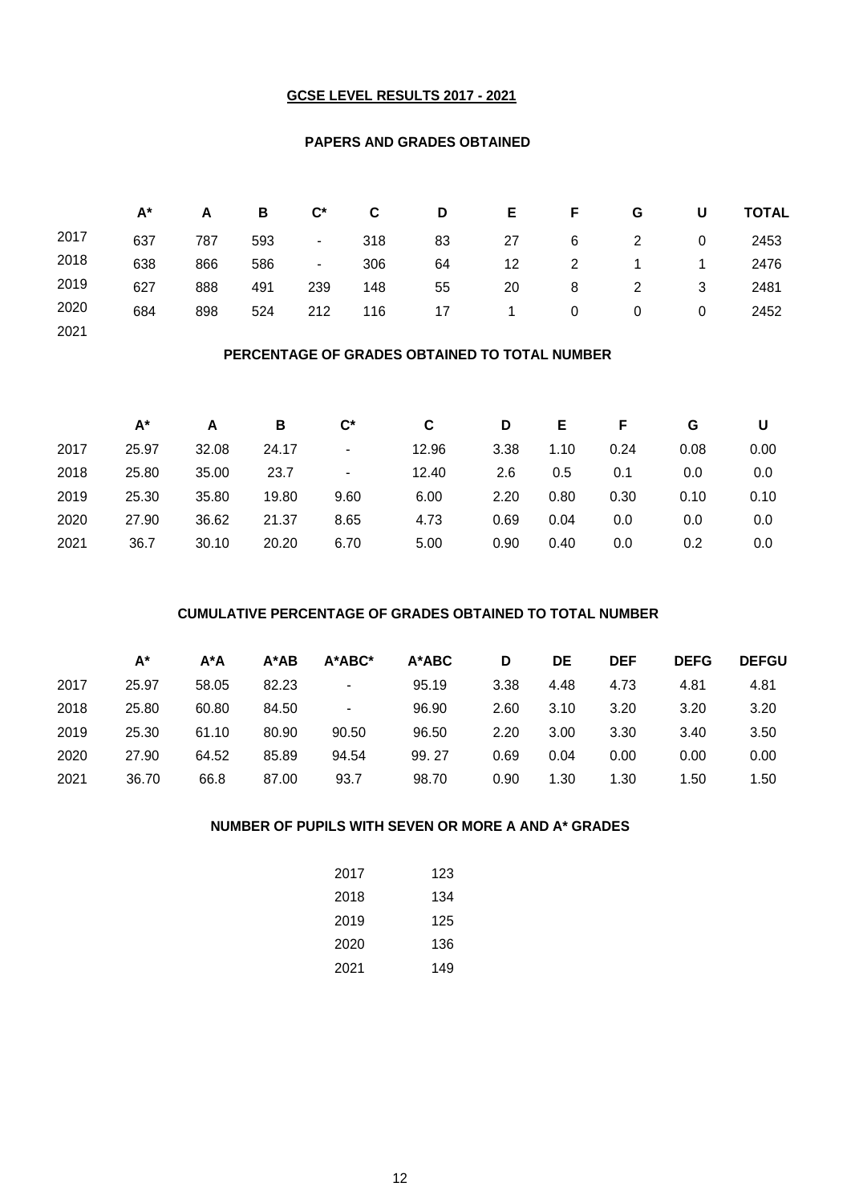## GCSE LEVEL RESULTS 2017 - 2021

### PAPERS AND GRADES OBTAINED

| | A* | A | B | C* | C | D | E | F | G | U | TOTAL |
|---|---|---|---|---|---|---|---|---|---|---|---|
| 2017 | 637 | 787 | 593 | - | 318 | 83 | 27 | 6 | 2 | 0 | 2453 |
| 2018 | 638 | 866 | 586 | - | 306 | 64 | 12 | 2 | 1 | 1 | 2476 |
| 2019 | 627 | 888 | 491 | 239 | 148 | 55 | 20 | 8 | 2 | 3 | 2481 |
| 2020 | 684 | 898 | 524 | 212 | 116 | 17 | 1 | 0 | 0 | 0 | 2452 |
| 2021 | | | | | | | | | | | |

### PERCENTAGE OF GRADES OBTAINED TO TOTAL NUMBER

| | A* | A | B | C* | C | D | E | F | G | U |
|---|---|---|---|---|---|---|---|---|---|---|
| 2017 | 25.97 | 32.08 | 24.17 | - | 12.96 | 3.38 | 1.10 | 0.24 | 0.08 | 0.00 |
| 2018 | 25.80 | 35.00 | 23.7 | - | 12.40 | 2.6 | 0.5 | 0.1 | 0.0 | 0.0 |
| 2019 | 25.30 | 35.80 | 19.80 | 9.60 | 6.00 | 2.20 | 0.80 | 0.30 | 0.10 | 0.10 |
| 2020 | 27.90 | 36.62 | 21.37 | 8.65 | 4.73 | 0.69 | 0.04 | 0.0 | 0.0 | 0.0 |
| 2021 | 36.7 | 30.10 | 20.20 | 6.70 | 5.00 | 0.90 | 0.40 | 0.0 | 0.2 | 0.0 |

### CUMULATIVE PERCENTAGE OF GRADES OBTAINED TO TOTAL NUMBER

| | A* | A*A | A*AB | A*ABC* | A*ABC | D | DE | DEF | DEFG | DEFGU |
|---|---|---|---|---|---|---|---|---|---|---|
| 2017 | 25.97 | 58.05 | 82.23 | - | 95.19 | 3.38 | 4.48 | 4.73 | 4.81 | 4.81 |
| 2018 | 25.80 | 60.80 | 84.50 | - | 96.90 | 2.60 | 3.10 | 3.20 | 3.20 | 3.20 |
| 2019 | 25.30 | 61.10 | 80.90 | 90.50 | 96.50 | 2.20 | 3.00 | 3.30 | 3.40 | 3.50 |
| 2020 | 27.90 | 64.52 | 85.89 | 94.54 | 99. 27 | 0.69 | 0.04 | 0.00 | 0.00 | 0.00 |
| 2021 | 36.70 | 66.8 | 87.00 | 93.7 | 98.70 | 0.90 | 1.30 | 1.30 | 1.50 | 1.50 |

### NUMBER OF PUPILS WITH SEVEN OR MORE A AND A* GRADES

| | |
|---|---|
| 2017 | 123 |
| 2018 | 134 |
| 2019 | 125 |
| 2020 | 136 |
| 2021 | 149 |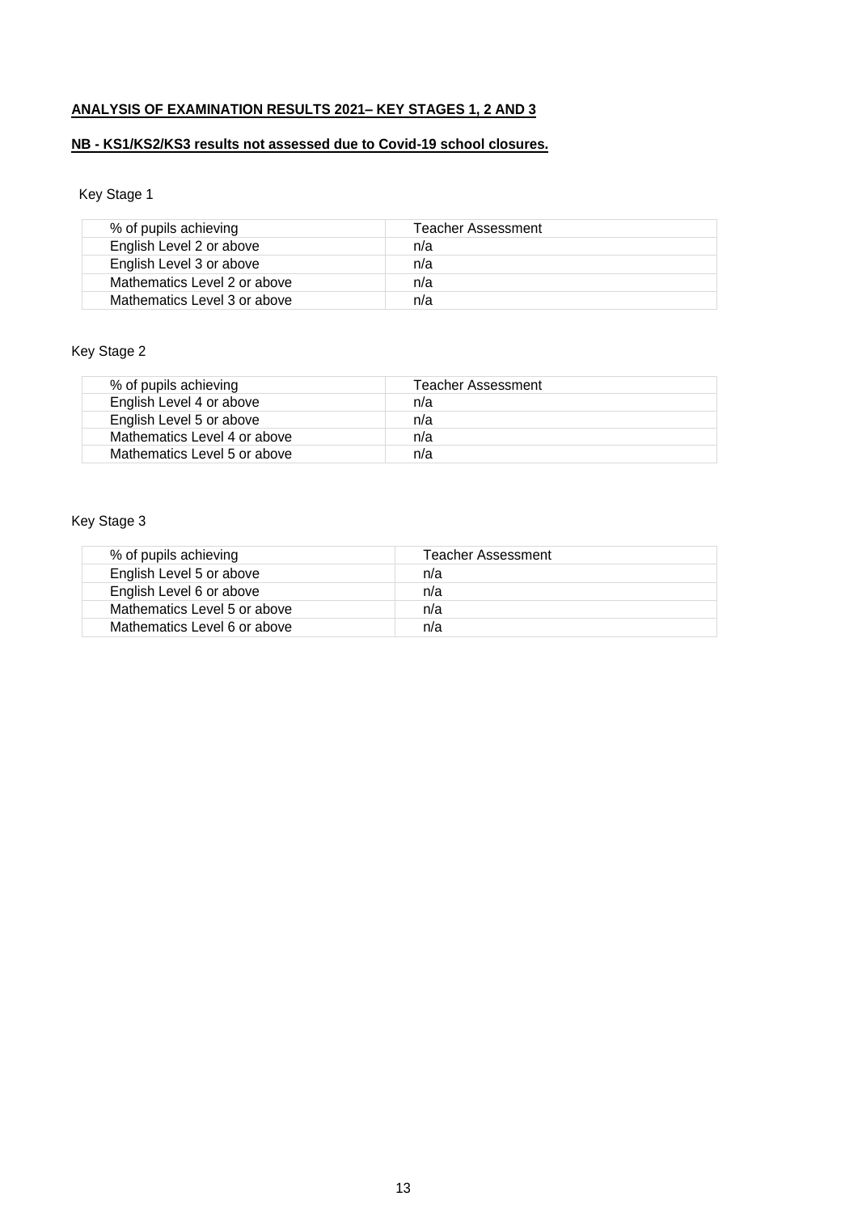**ANALYSIS OF EXAMINATION RESULTS 2021– KEY STAGES 1, 2 AND 3**

**NB - KS1/KS2/KS3 results not assessed due to Covid-19 school closures.**

Key Stage 1

| % of pupils achieving | Teacher Assessment |
|---|---|
| English Level 2 or above | n/a |
| English Level 3 or above | n/a |
| Mathematics Level 2 or above | n/a |
| Mathematics Level 3 or above | n/a |

Key Stage 2

| % of pupils achieving | Teacher Assessment |
|---|---|
| English Level 4 or above | n/a |
| English Level 5 or above | n/a |
| Mathematics Level 4 or above | n/a |
| Mathematics Level 5 or above | n/a |

Key Stage 3

| % of pupils achieving | Teacher Assessment |
|---|---|
| English Level 5 or above | n/a |
| English Level 6 or above | n/a |
| Mathematics Level 5 or above | n/a |
| Mathematics Level 6 or above | n/a |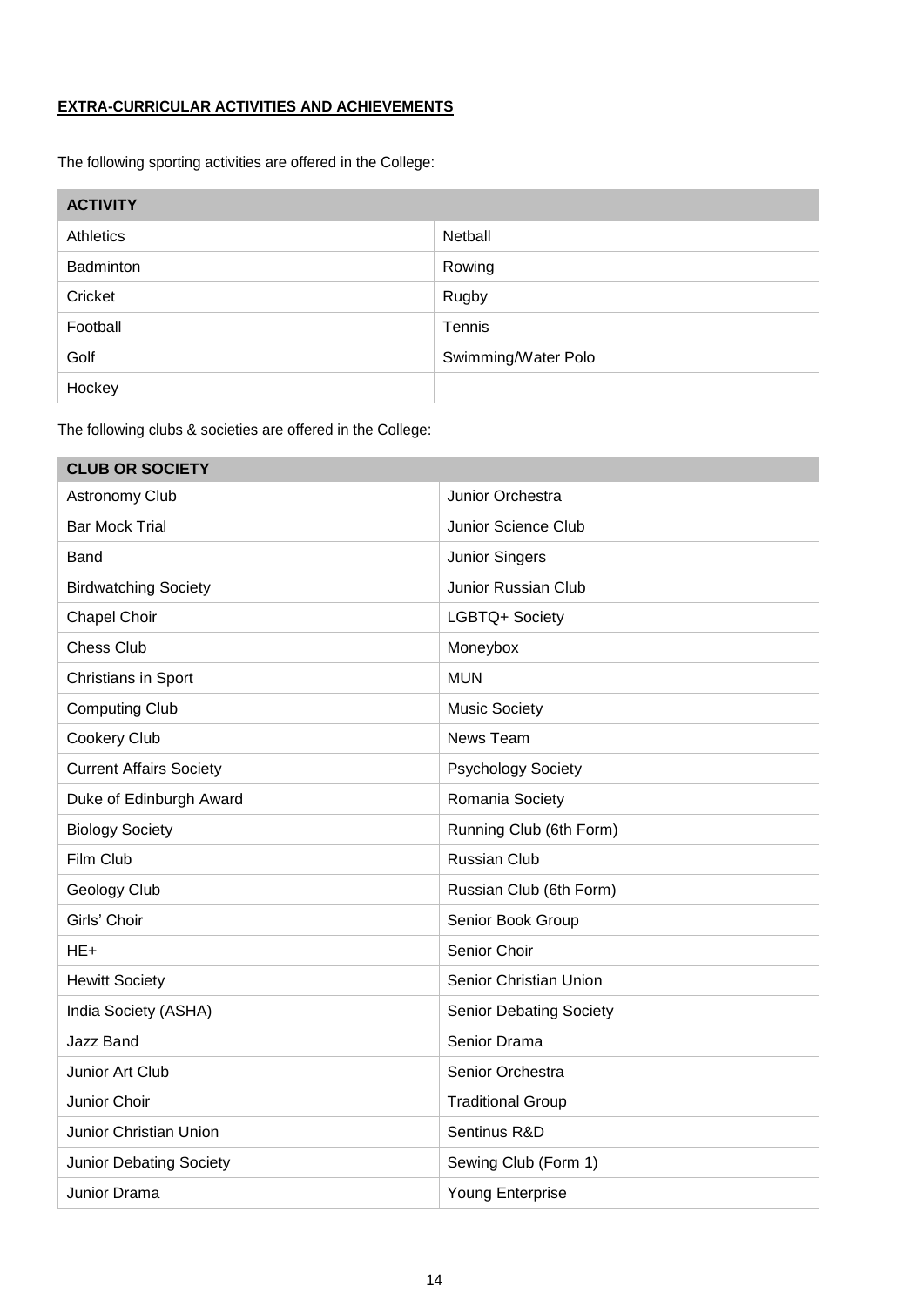**EXTRA-CURRICULAR ACTIVITIES AND ACHIEVEMENTS**

The following sporting activities are offered in the College:

| ACTIVITY | |
|---|---|
| Athletics | Netball |
| Badminton | Rowing |
| Cricket | Rugby |
| Football | Tennis |
| Golf | Swimming/Water Polo |
| Hockey | |

The following clubs & societies are offered in the College:

| CLUB OR SOCIETY | |
|---|---|
| Astronomy Club | Junior Orchestra |
| Bar Mock Trial | Junior Science Club |
| Band | Junior Singers |
| Birdwatching Society | Junior Russian Club |
| Chapel Choir | LGBTQ+ Society |
| Chess Club | Moneybox |
| Christians in Sport | MUN |
| Computing Club | Music Society |
| Cookery Club | News Team |
| Current Affairs Society | Psychology Society |
| Duke of Edinburgh Award | Romania Society |
| Biology Society | Running Club (6th Form) |
| Film Club | Russian Club |
| Geology Club | Russian Club (6th Form) |
| Girls' Choir | Senior Book Group |
| HE+ | Senior Choir |
| Hewitt Society | Senior Christian Union |
| India Society (ASHA) | Senior Debating Society |
| Jazz Band | Senior Drama |
| Junior Art Club | Senior Orchestra |
| Junior Choir | Traditional Group |
| Junior Christian Union | Sentinus R&D |
| Junior Debating Society | Sewing Club (Form 1) |
| Junior Drama | Young Enterprise |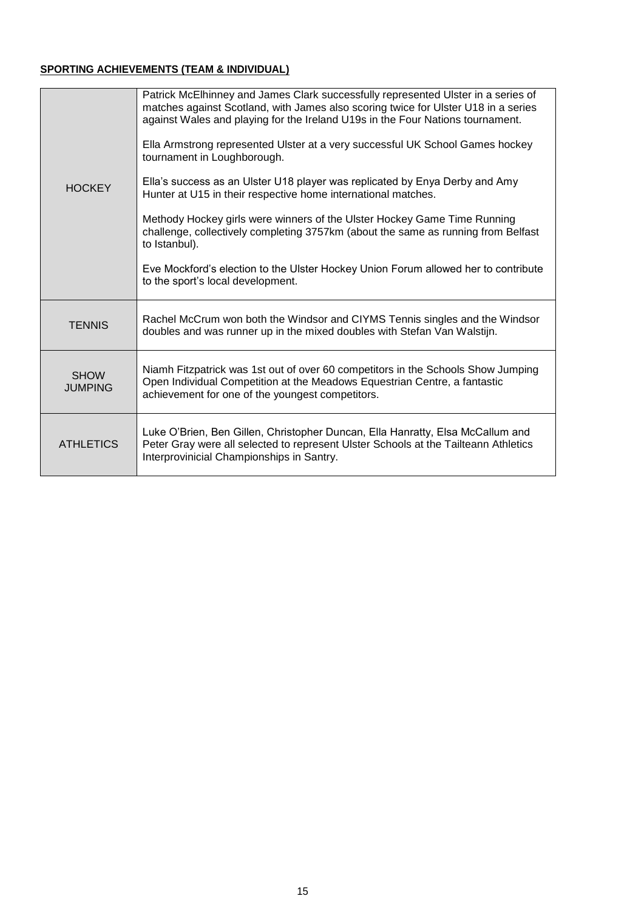**<u>SPORTING ACHIEVEMENTS (TEAM & INDIVIDUAL)</u>**

| | |
|---|---|
| HOCKEY | Patrick McElhinney and James Clark successfully represented Ulster in a series of matches against Scotland, with James also scoring twice for Ulster U18 in a series against Wales and playing for the Ireland U19s in the Four Nations tournament.<br><br>Ella Armstrong represented Ulster at a very successful UK School Games hockey tournament in Loughborough.<br><br>Ella's success as an Ulster U18 player was replicated by Enya Derby and Amy Hunter at U15 in their respective home international matches.<br><br>Methody Hockey girls were winners of the Ulster Hockey Game Time Running challenge, collectively completing 3757km (about the same as running from Belfast to Istanbul).<br><br>Eve Mockford's election to the Ulster Hockey Union Forum allowed her to contribute to the sport's local development. |
| TENNIS | Rachel McCrum won both the Windsor and CIYMS Tennis singles and the Windsor doubles and was runner up in the mixed doubles with Stefan Van Walstijn. |
| SHOW JUMPING | Niamh Fitzpatrick was 1st out of over 60 competitors in the Schools Show Jumping Open Individual Competition at the Meadows Equestrian Centre, a fantastic achievement for one of the youngest competitors. |
| ATHLETICS | Luke O'Brien, Ben Gillen, Christopher Duncan, Ella Hanratty, Elsa McCallum and Peter Gray were all selected to represent Ulster Schools at the Tailteann Athletics Interprovinicial Championships in Santry. |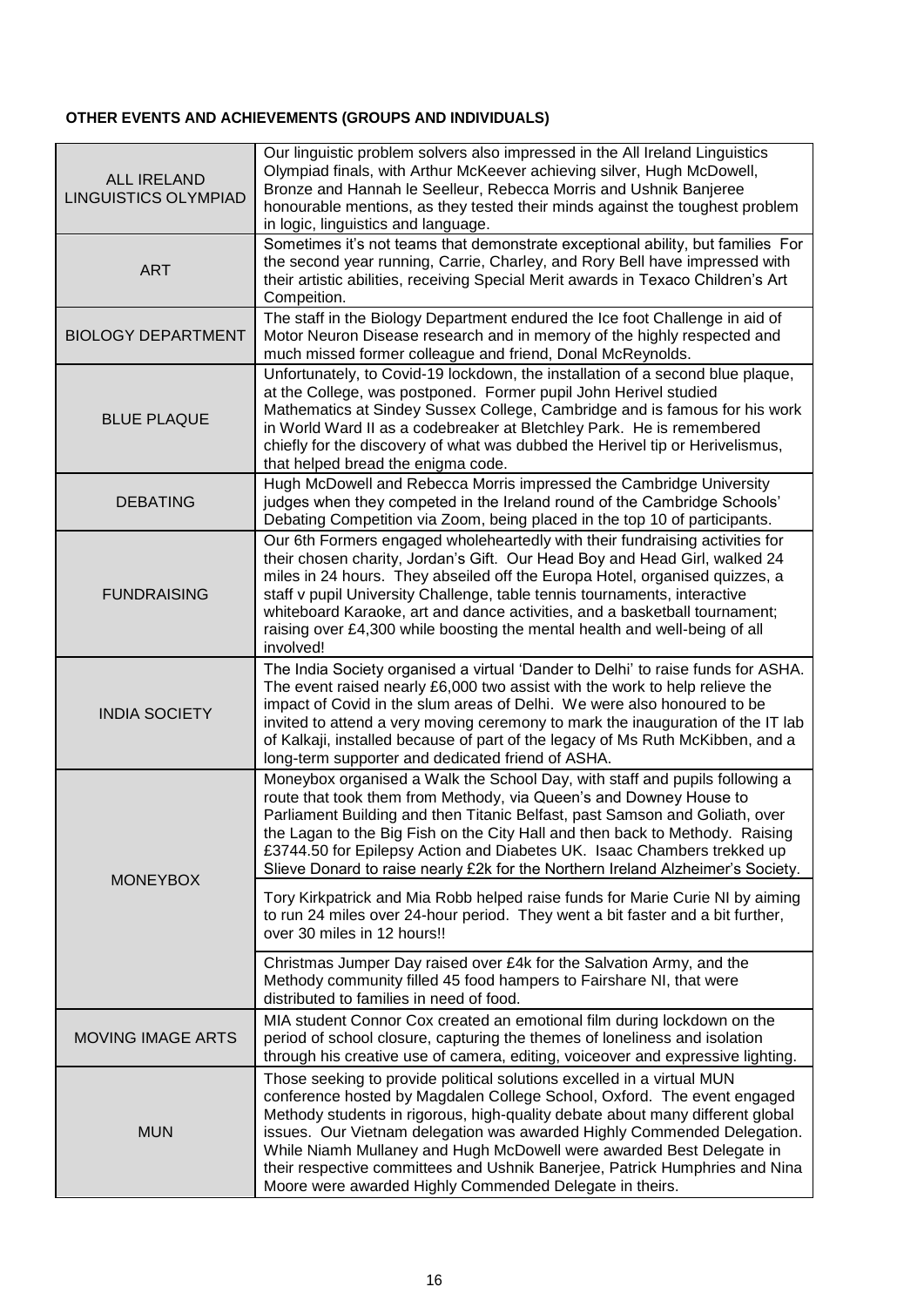#### OTHER EVENTS AND ACHIEVEMENTS (GROUPS AND INDIVIDUALS)

| | |
|---|---|
| ALL IRELAND LINGUISTICS OLYMPIAD | Our linguistic problem solvers also impressed in the All Ireland Linguistics Olympiad finals, with Arthur McKeever achieving silver, Hugh McDowell, Bronze and Hannah le Seelleur, Rebecca Morris and Ushnik Banjeree honourable mentions, as they tested their minds against the toughest problem in logic, linguistics and language. |
| ART | Sometimes it's not teams that demonstrate exceptional ability, but families For the second year running, Carrie, Charley, and Rory Bell have impressed with their artistic abilities, receiving Special Merit awards in Texaco Children's Art Compeition. |
| BIOLOGY DEPARTMENT | The staff in the Biology Department endured the Ice foot Challenge in aid of Motor Neuron Disease research and in memory of the highly respected and much missed former colleague and friend, Donal McReynolds. |
| BLUE PLAQUE | Unfortunately, to Covid-19 lockdown, the installation of a second blue plaque, at the College, was postponed. Former pupil John Herivel studied Mathematics at Sindey Sussex College, Cambridge and is famous for his work in World Ward II as a codebreaker at Bletchley Park. He is remembered chiefly for the discovery of what was dubbed the Herivel tip or Herivelismus, that helped bread the enigma code. |
| DEBATING | Hugh McDowell and Rebecca Morris impressed the Cambridge University judges when they competed in the Ireland round of the Cambridge Schools' Debating Competition via Zoom, being placed in the top 10 of participants. |
| FUNDRAISING | Our 6th Formers engaged wholeheartedly with their fundraising activities for their chosen charity, Jordan's Gift. Our Head Boy and Head Girl, walked 24 miles in 24 hours. They abseiled off the Europa Hotel, organised quizzes, a staff v pupil University Challenge, table tennis tournaments, interactive whiteboard Karaoke, art and dance activities, and a basketball tournament; raising over £4,300 while boosting the mental health and well-being of all involved! |
| INDIA SOCIETY | The India Society organised a virtual 'Dander to Delhi' to raise funds for ASHA. The event raised nearly £6,000 two assist with the work to help relieve the impact of Covid in the slum areas of Delhi. We were also honoured to be invited to attend a very moving ceremony to mark the inauguration of the IT lab of Kalkaji, installed because of part of the legacy of Ms Ruth McKibben, and a long-term supporter and dedicated friend of ASHA. |
| MONEYBOX | Moneybox organised a Walk the School Day, with staff and pupils following a route that took them from Methody, via Queen's and Downey House to Parliament Building and then Titanic Belfast, past Samson and Goliath, over the Lagan to the Big Fish on the City Hall and then back to Methody. Raising £3744.50 for Epilepsy Action and Diabetes UK. Isaac Chambers trekked up Slieve Donard to raise nearly £2k for the Northern Ireland Alzheimer's Society. |
| | Tory Kirkpatrick and Mia Robb helped raise funds for Marie Curie NI by aiming to run 24 miles over 24-hour period. They went a bit faster and a bit further, over 30 miles in 12 hours!! |
| | Christmas Jumper Day raised over £4k for the Salvation Army, and the Methody community filled 45 food hampers to Fairshare NI, that were distributed to families in need of food. |
| MOVING IMAGE ARTS | MIA student Connor Cox created an emotional film during lockdown on the period of school closure, capturing the themes of loneliness and isolation through his creative use of camera, editing, voiceover and expressive lighting. |
| MUN | Those seeking to provide political solutions excelled in a virtual MUN conference hosted by Magdalen College School, Oxford. The event engaged Methody students in rigorous, high-quality debate about many different global issues. Our Vietnam delegation was awarded Highly Commended Delegation. While Niamh Mullaney and Hugh McDowell were awarded Best Delegate in their respective committees and Ushnik Banerjee, Patrick Humphries and Nina Moore were awarded Highly Commended Delegate in theirs. |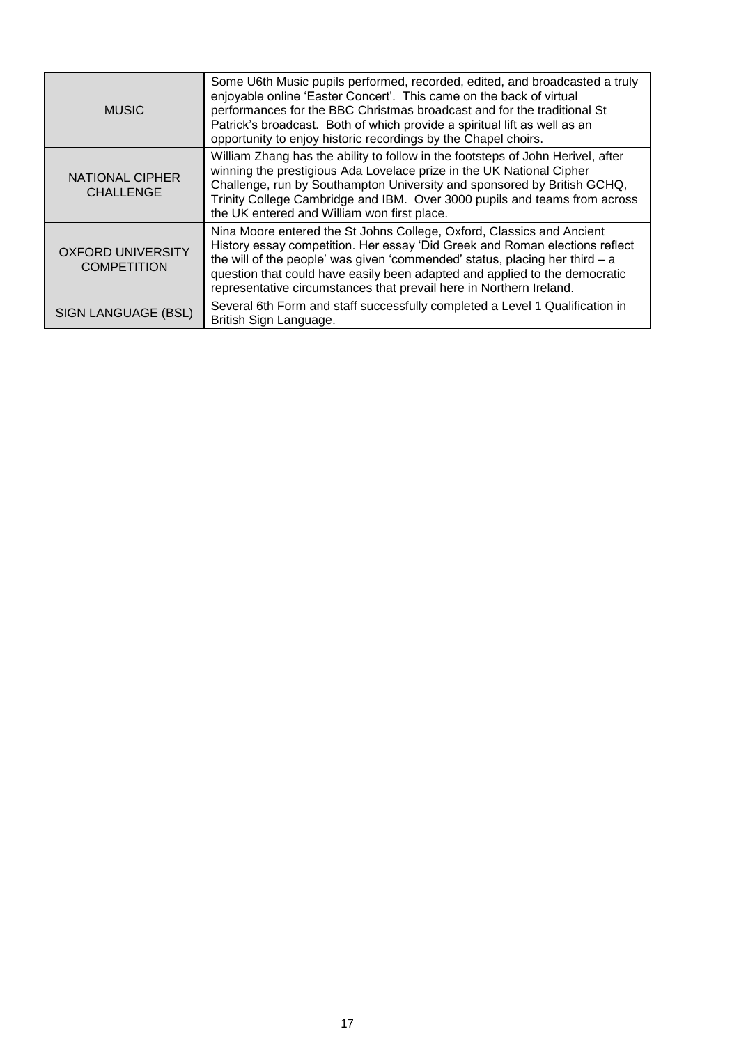| | |
|---|---|
| MUSIC | Some U6th Music pupils performed, recorded, edited, and broadcasted a truly enjoyable online 'Easter Concert'. This came on the back of virtual performances for the BBC Christmas broadcast and for the traditional St Patrick's broadcast. Both of which provide a spiritual lift as well as an opportunity to enjoy historic recordings by the Chapel choirs. |
| NATIONAL CIPHER CHALLENGE | William Zhang has the ability to follow in the footsteps of John Herivel, after winning the prestigious Ada Lovelace prize in the UK National Cipher Challenge, run by Southampton University and sponsored by British GCHQ, Trinity College Cambridge and IBM. Over 3000 pupils and teams from across the UK entered and William won first place. |
| OXFORD UNIVERSITY COMPETITION | Nina Moore entered the St Johns College, Oxford, Classics and Ancient History essay competition. Her essay 'Did Greek and Roman elections reflect the will of the people' was given 'commended' status, placing her third – a question that could have easily been adapted and applied to the democratic representative circumstances that prevail here in Northern Ireland. |
| SIGN LANGUAGE (BSL) | Several 6th Form and staff successfully completed a Level 1 Qualification in British Sign Language. |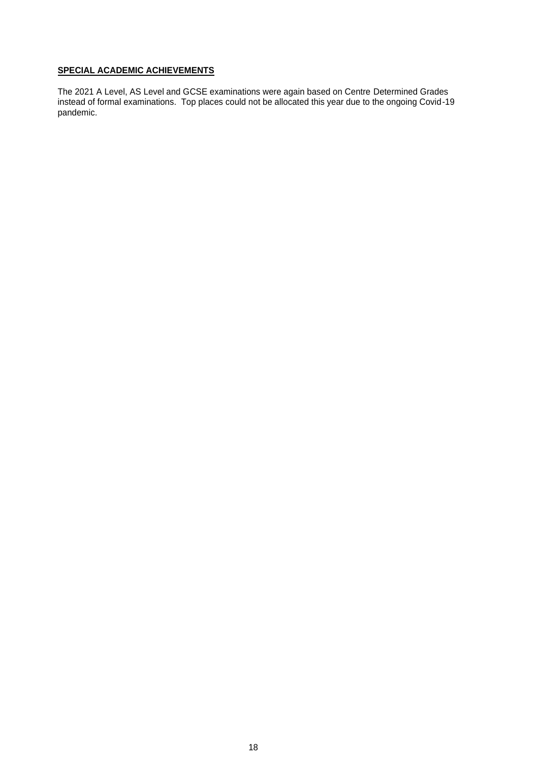**SPECIAL ACADEMIC ACHIEVEMENTS**

The 2021 A Level, AS Level and GCSE examinations were again based on Centre Determined Grades instead of formal examinations. Top places could not be allocated this year due to the ongoing Covid-19 pandemic.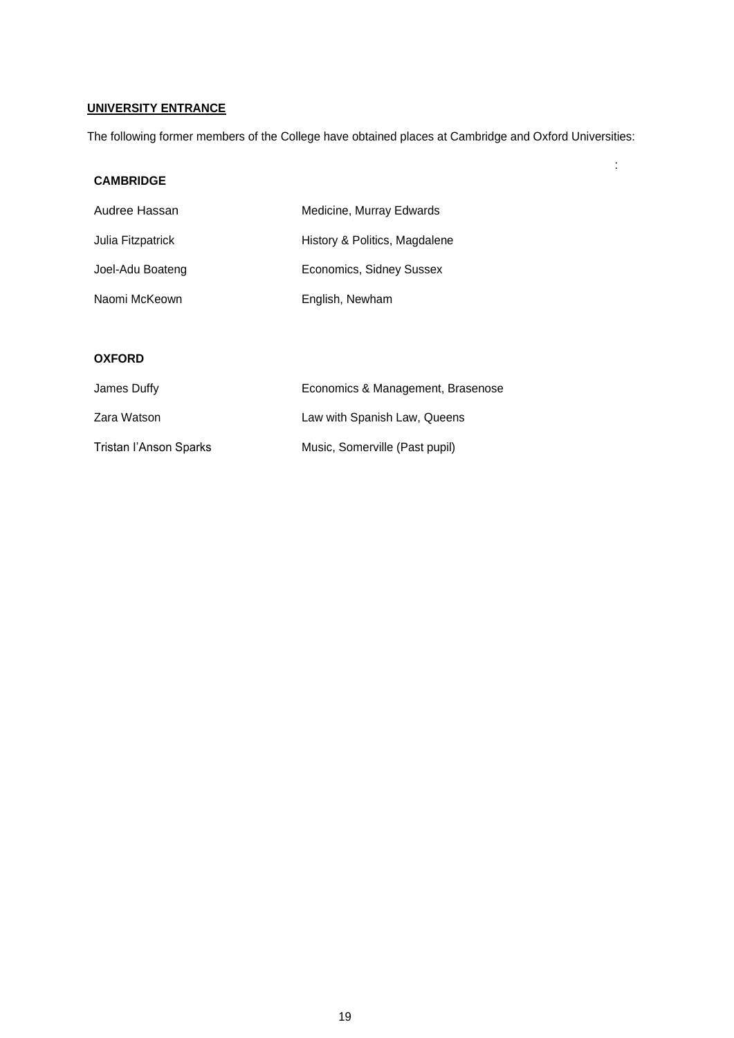**UNIVERSITY ENTRANCE**

The following former members of the College have obtained places at Cambridge and Oxford Universities:

**CAMBRIDGE**

| | |
|---|---|
| Audree Hassan | Medicine, Murray Edwards |
| Julia Fitzpatrick | History & Politics, Magdalene |
| Joel-Adu Boateng | Economics, Sidney Sussex |
| Naomi McKeown | English, Newham |

**OXFORD**

| | |
|---|---|
| James Duffy | Economics & Management, Brasenose |
| Zara Watson | Law with Spanish Law, Queens |
| Tristan I'Anson Sparks | Music, Somerville (Past pupil) |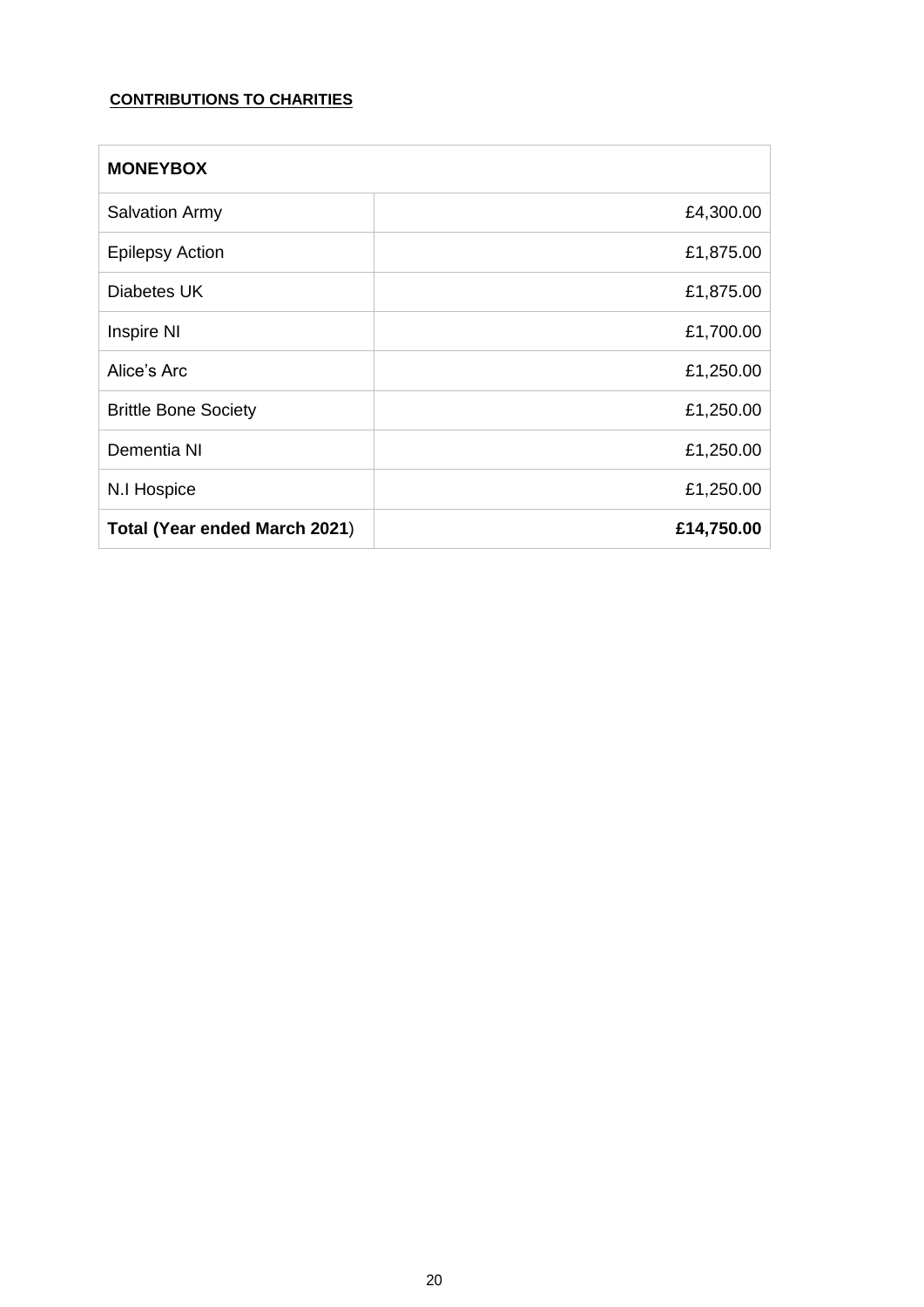**CONTRIBUTIONS TO CHARITIES**

| **MONEYBOX** | |
|---|---|
| Salvation Army | £4,300.00 |
| Epilepsy Action | £1,875.00 |
| Diabetes UK | £1,875.00 |
| Inspire NI | £1,700.00 |
| Alice's Arc | £1,250.00 |
| Brittle Bone Society | £1,250.00 |
| Dementia NI | £1,250.00 |
| N.I Hospice | £1,250.00 |
| **Total (Year ended March 2021)** | **£14,750.00** |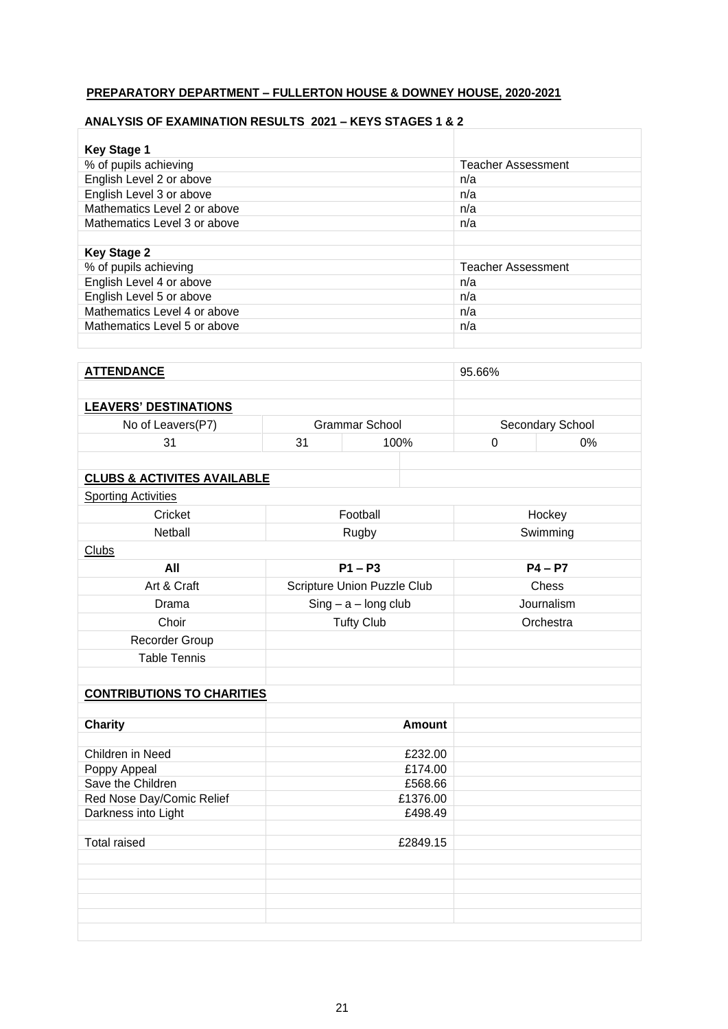## PREPARATORY DEPARTMENT – FULLERTON HOUSE & DOWNEY HOUSE, 2020-2021

### ANALYSIS OF EXAMINATION RESULTS 2021 – KEYS STAGES 1 & 2

| **Key Stage 1** | |
|---|---|
| % of pupils achieving | Teacher Assessment |
| English Level 2 or above | n/a |
| English Level 3 or above | n/a |
| Mathematics Level 2 or above | n/a |
| Mathematics Level 3 or above | n/a |
| | |
| **Key Stage 2** | |
| % of pupils achieving | Teacher Assessment |
| English Level 4 or above | n/a |
| English Level 5 or above | n/a |
| Mathematics Level 4 or above | n/a |
| Mathematics Level 5 or above | n/a |

**ATTENDANCE** 95.66%

**LEAVERS' DESTINATIONS**

| No of Leavers(P7) | Grammar School | | Secondary School | |
|---|---|---|---|---|
| 31 | 31 | 100% | 0 | 0% |

**CLUBS & ACTIVITES AVAILABLE**

Sporting Activities

| | | |
|---|---|---|
| Cricket | Football | Hockey |
| Netball | Rugby | Swimming |

Clubs

| **All** | **P1 – P3** | **P4 – P7** |
|---|---|---|
| Art & Craft | Scripture Union Puzzle Club | Chess |
| Drama | Sing – a – long club | Journalism |
| Choir | Tufty Club | Orchestra |
| Recorder Group | | |
| Table Tennis | | |

**CONTRIBUTIONS TO CHARITIES**

| **Charity** | **Amount** |
|---|---|
| Children in Need | £232.00 |
| Poppy Appeal | £174.00 |
| Save the Children | £568.66 |
| Red Nose Day/Comic Relief | £1376.00 |
| Darkness into Light | £498.49 |
| | |
| Total raised | £2849.15 |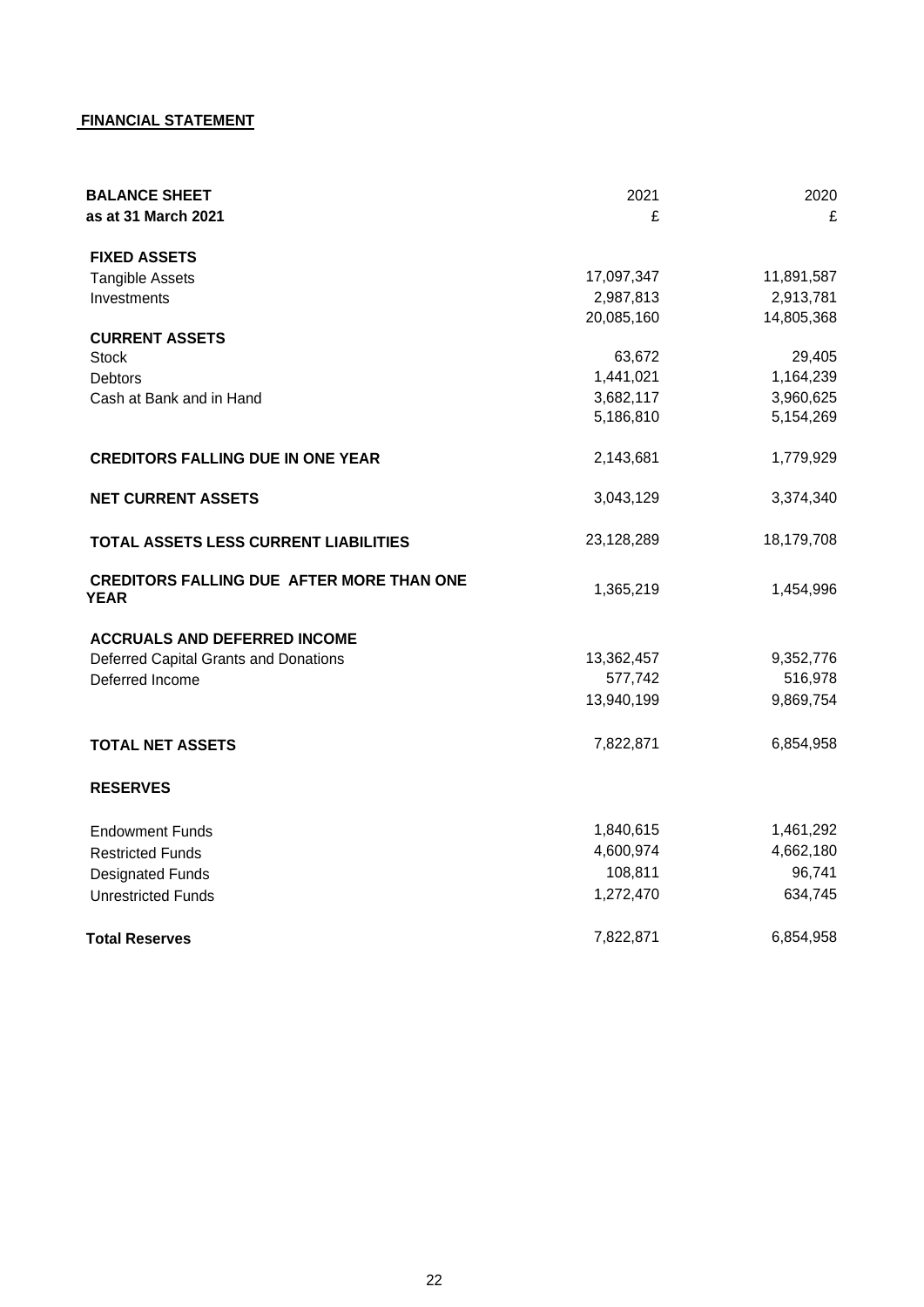## FINANCIAL STATEMENT

| **BALANCE SHEET** | 2021 | 2020 |
|---|---|---|
| **as at 31 March 2021** | £ | £ |
| | | |
| **FIXED ASSETS** | | |
| Tangible Assets | 17,097,347 | 11,891,587 |
| Investments | 2,987,813 | 2,913,781 |
| | 20,085,160 | 14,805,368 |
| **CURRENT ASSETS** | | |
| Stock | 63,672 | 29,405 |
| Debtors | 1,441,021 | 1,164,239 |
| Cash at Bank and in Hand | 3,682,117 | 3,960,625 |
| | 5,186,810 | 5,154,269 |
| | | |
| **CREDITORS FALLING DUE IN ONE YEAR** | 2,143,681 | 1,779,929 |
| | | |
| **NET CURRENT ASSETS** | 3,043,129 | 3,374,340 |
| | | |
| **TOTAL ASSETS LESS CURRENT LIABILITIES** | 23,128,289 | 18,179,708 |
| | | |
| **CREDITORS FALLING DUE AFTER MORE THAN ONE YEAR** | 1,365,219 | 1,454,996 |
| | | |
| **ACCRUALS AND DEFERRED INCOME** | | |
| Deferred Capital Grants and Donations | 13,362,457 | 9,352,776 |
| Deferred Income | 577,742 | 516,978 |
| | 13,940,199 | 9,869,754 |
| | | |
| **TOTAL NET ASSETS** | 7,822,871 | 6,854,958 |
| | | |
| **RESERVES** | | |
| | | |
| Endowment Funds | 1,840,615 | 1,461,292 |
| Restricted Funds | 4,600,974 | 4,662,180 |
| Designated Funds | 108,811 | 96,741 |
| Unrestricted Funds | 1,272,470 | 634,745 |
| | | |
| **Total Reserves** | 7,822,871 | 6,854,958 |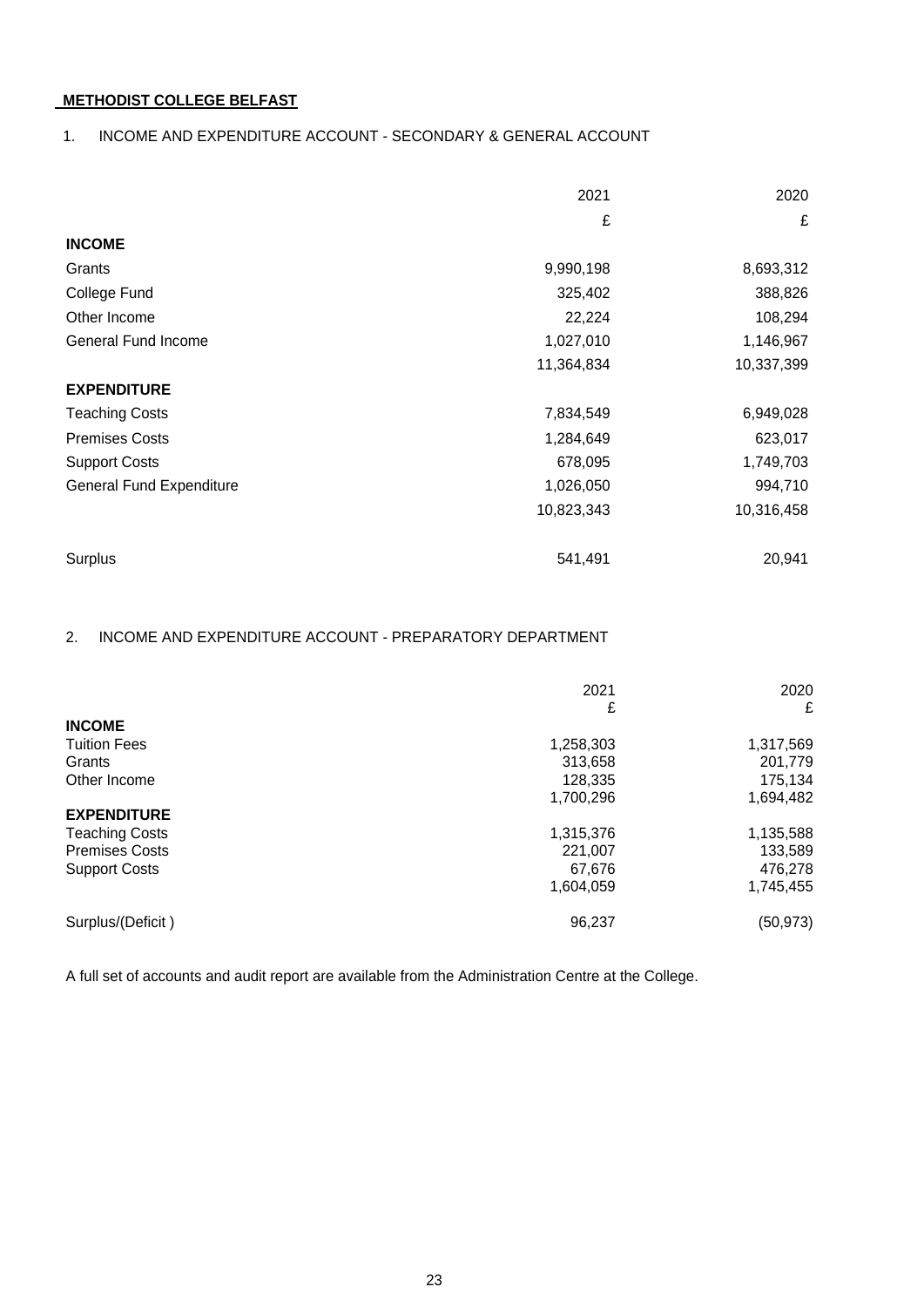**METHODIST COLLEGE BELFAST**

1. INCOME AND EXPENDITURE ACCOUNT - SECONDARY & GENERAL ACCOUNT

| | 2021 | 2020 |
|---|---|---|
| | £ | £ |
| **INCOME** | | |
| Grants | 9,990,198 | 8,693,312 |
| College Fund | 325,402 | 388,826 |
| Other Income | 22,224 | 108,294 |
| General Fund Income | 1,027,010 | 1,146,967 |
| | 11,364,834 | 10,337,399 |
| **EXPENDITURE** | | |
| Teaching Costs | 7,834,549 | 6,949,028 |
| Premises Costs | 1,284,649 | 623,017 |
| Support Costs | 678,095 | 1,749,703 |
| General Fund Expenditure | 1,026,050 | 994,710 |
| | 10,823,343 | 10,316,458 |
| Surplus | 541,491 | 20,941 |

2. INCOME AND EXPENDITURE ACCOUNT - PREPARATORY DEPARTMENT

| | 2021 | 2020 |
|---|---|---|
| | £ | £ |
| **INCOME** | | |
| Tuition Fees | 1,258,303 | 1,317,569 |
| Grants | 313,658 | 201,779 |
| Other Income | 128,335 | 175,134 |
| | 1,700,296 | 1,694,482 |
| **EXPENDITURE** | | |
| Teaching Costs | 1,315,376 | 1,135,588 |
| Premises Costs | 221,007 | 133,589 |
| Support Costs | 67,676 | 476,278 |
| | 1,604,059 | 1,745,455 |
| Surplus/(Deficit ) | 96,237 | (50,973) |

A full set of accounts and audit report are available from the Administration Centre at the College.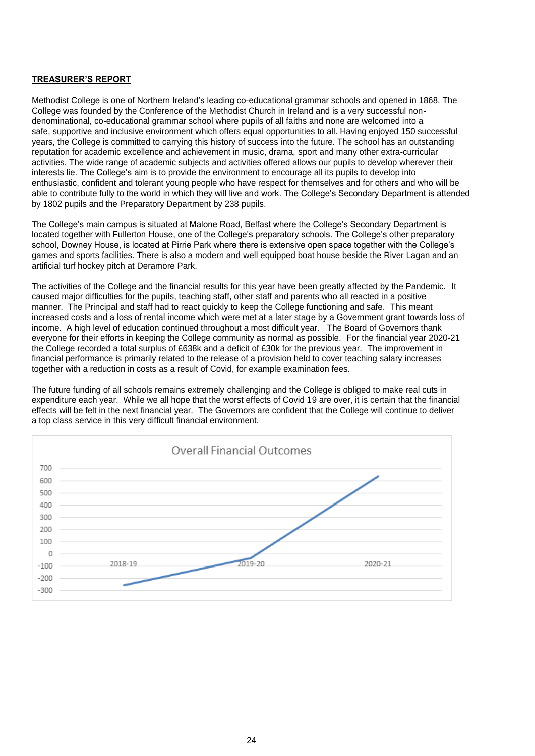## TREASURER'S REPORT

Methodist College is one of Northern Ireland's leading co-educational grammar schools and opened in 1868. The College was founded by the Conference of the Methodist Church in Ireland and is a very successful non-denominational, co-educational grammar school where pupils of all faiths and none are welcomed into a safe, supportive and inclusive environment which offers equal opportunities to all. Having enjoyed 150 successful years, the College is committed to carrying this history of success into the future. The school has an outstanding reputation for academic excellence and achievement in music, drama, sport and many other extra-curricular activities. The wide range of academic subjects and activities offered allows our pupils to develop wherever their interests lie. The College's aim is to provide the environment to encourage all its pupils to develop into enthusiastic, confident and tolerant young people who have respect for themselves and for others and who will be able to contribute fully to the world in which they will live and work. The College's Secondary Department is attended by 1802 pupils and the Preparatory Department by 238 pupils.

The College's main campus is situated at Malone Road, Belfast where the College's Secondary Department is located together with Fullerton House, one of the College's preparatory schools. The College's other preparatory school, Downey House, is located at Pirrie Park where there is extensive open space together with the College's games and sports facilities. There is also a modern and well equipped boat house beside the River Lagan and an artificial turf hockey pitch at Deramore Park.

The activities of the College and the financial results for this year have been greatly affected by the Pandemic. It caused major difficulties for the pupils, teaching staff, other staff and parents who all reacted in a positive manner. The Principal and staff had to react quickly to keep the College functioning and safe. This meant increased costs and a loss of rental income which were met at a later stage by a Government grant towards loss of income. A high level of education continued throughout a most difficult year. The Board of Governors thank everyone for their efforts in keeping the College community as normal as possible. For the financial year 2020-21 the College recorded a total surplus of £638k and a deficit of £30k for the previous year. The improvement in financial performance is primarily related to the release of a provision held to cover teaching salary increases together with a reduction in costs as a result of Covid, for example examination fees.

The future funding of all schools remains extremely challenging and the College is obliged to make real cuts in expenditure each year. While we all hope that the worst effects of Covid 19 are over, it is certain that the financial effects will be felt in the next financial year. The Governors are confident that the College will continue to deliver a top class service in this very difficult financial environment.

Overall Financial Outcomes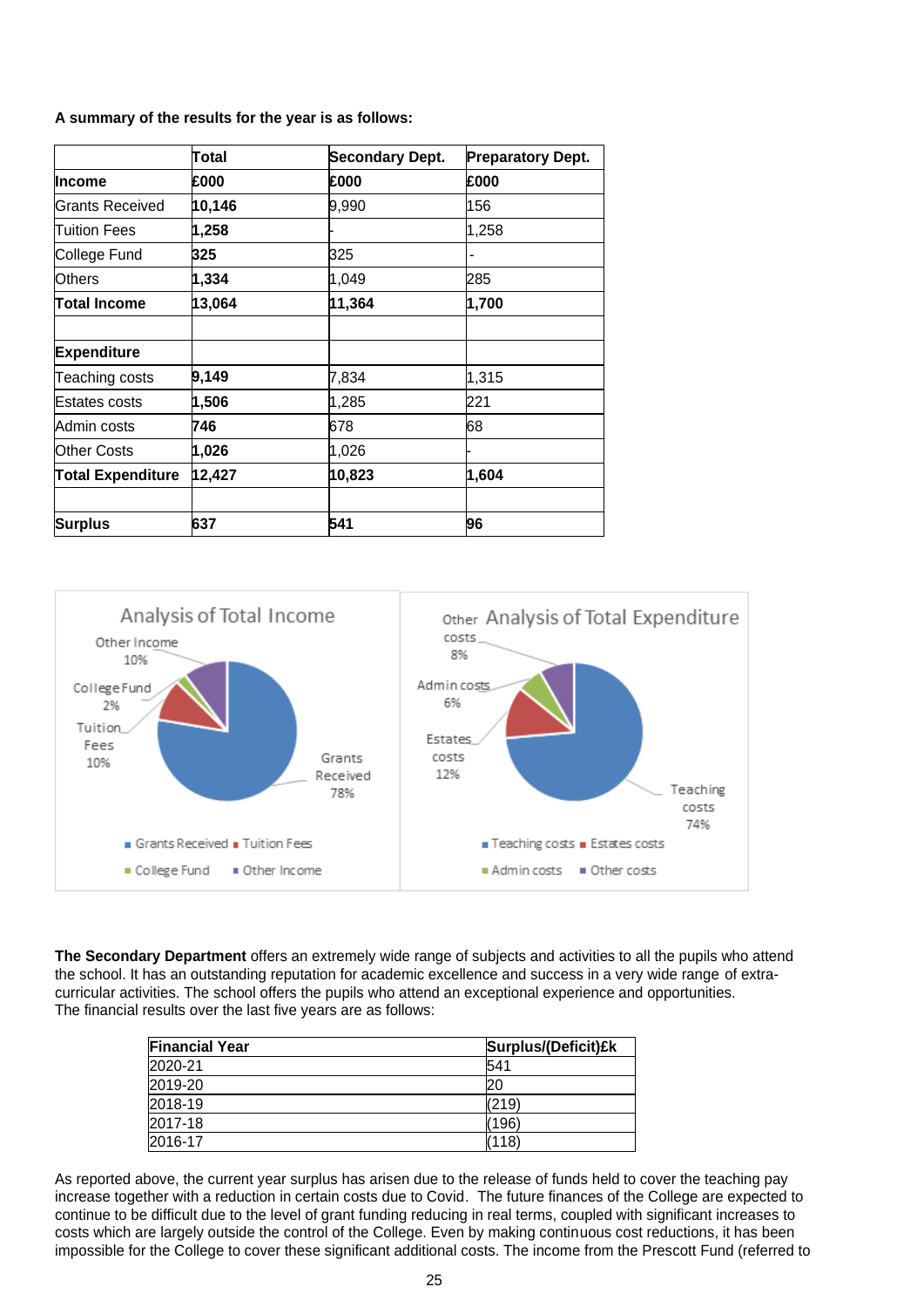**A summary of the results for the year is as follows:**

| | Total | Secondary Dept. | Preparatory Dept. |
|---|---|---|---|
| **Income** | **£000** | **£000** | **£000** |
| Grants Received | **10,146** | 9,990 | 156 |
| Tuition Fees | **1,258** | - | 1,258 |
| College Fund | **325** | 325 | - |
| Others | **1,334** | 1,049 | 285 |
| **Total Income** | **13,064** | **11,364** | **1,700** |
| | | | |
| **Expenditure** | | | |
| Teaching costs | **9,149** | 7,834 | 1,315 |
| Estates costs | **1,506** | 1,285 | 221 |
| Admin costs | **746** | 678 | 68 |
| Other Costs | **1,026** | 1,026 | - |
| **Total Expenditure** | **12,427** | **10,823** | **1,604** |
| | | | |
| **Surplus** | **637** | **541** | **96** |

**The Secondary Department** offers an extremely wide range of subjects and activities to all the pupils who attend the school. It has an outstanding reputation for academic excellence and success in a very wide range of extra-curricular activities. The school offers the pupils who attend an exceptional experience and opportunities.
The financial results over the last five years are as follows:

| Financial Year | Surplus/(Deficit)£k |
|---|---|
| 2020-21 | 541 |
| 2019-20 | 20 |
| 2018-19 | (219) |
| 2017-18 | (196) |
| 2016-17 | (118) |

As reported above, the current year surplus has arisen due to the release of funds held to cover the teaching pay increase together with a reduction in certain costs due to Covid. The future finances of the College are expected to continue to be difficult due to the level of grant funding reducing in real terms, coupled with significant increases to costs which are largely outside the control of the College. Even by making continuous cost reductions, it has been impossible for the College to cover these significant additional costs. The income from the Prescott Fund (referred to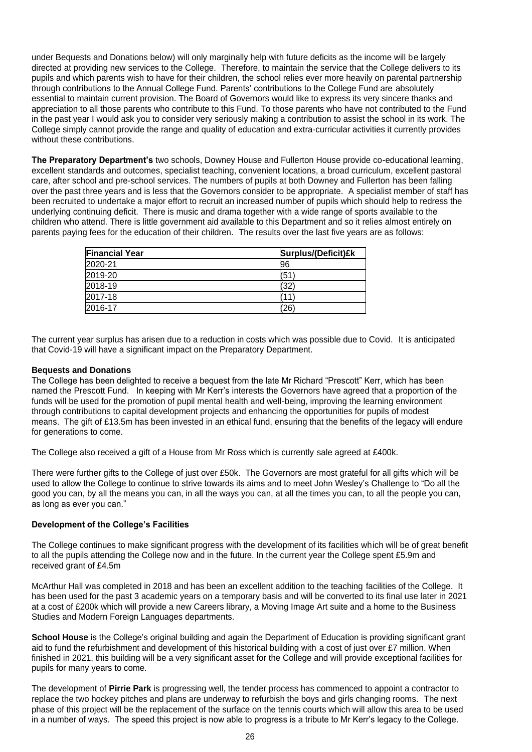under Bequests and Donations below) will only marginally help with future deficits as the income will be largely directed at providing new services to the College. Therefore, to maintain the service that the College delivers to its pupils and which parents wish to have for their children, the school relies ever more heavily on parental partnership through contributions to the Annual College Fund. Parents' contributions to the College Fund are absolutely essential to maintain current provision. The Board of Governors would like to express its very sincere thanks and appreciation to all those parents who contribute to this Fund. To those parents who have not contributed to the Fund in the past year I would ask you to consider very seriously making a contribution to assist the school in its work. The College simply cannot provide the range and quality of education and extra-curricular activities it currently provides without these contributions.

**The Preparatory Department's** two schools, Downey House and Fullerton House provide co-educational learning, excellent standards and outcomes, specialist teaching, convenient locations, a broad curriculum, excellent pastoral care, after school and pre-school services. The numbers of pupils at both Downey and Fullerton has been falling over the past three years and is less that the Governors consider to be appropriate. A specialist member of staff has been recruited to undertake a major effort to recruit an increased number of pupils which should help to redress the underlying continuing deficit. There is music and drama together with a wide range of sports available to the children who attend. There is little government aid available to this Department and so it relies almost entirely on parents paying fees for the education of their children. The results over the last five years are as follows:

| Financial Year | Surplus/(Deficit)£k |
|---|---|
| 2020-21 | 96 |
| 2019-20 | (51) |
| 2018-19 | (32) |
| 2017-18 | (11) |
| 2016-17 | (26) |

The current year surplus has arisen due to a reduction in costs which was possible due to Covid. It is anticipated that Covid-19 will have a significant impact on the Preparatory Department.

**Bequests and Donations**

The College has been delighted to receive a bequest from the late Mr Richard "Prescott" Kerr, which has been named the Prescott Fund. In keeping with Mr Kerr's interests the Governors have agreed that a proportion of the funds will be used for the promotion of pupil mental health and well-being, improving the learning environment through contributions to capital development projects and enhancing the opportunities for pupils of modest means. The gift of £13.5m has been invested in an ethical fund, ensuring that the benefits of the legacy will endure for generations to come.

The College also received a gift of a House from Mr Ross which is currently sale agreed at £400k.

There were further gifts to the College of just over £50k. The Governors are most grateful for all gifts which will be used to allow the College to continue to strive towards its aims and to meet John Wesley's Challenge to "Do all the good you can, by all the means you can, in all the ways you can, at all the times you can, to all the people you can, as long as ever you can."

**Development of the College's Facilities**

The College continues to make significant progress with the development of its facilities which will be of great benefit to all the pupils attending the College now and in the future. In the current year the College spent £5.9m and received grant of £4.5m

McArthur Hall was completed in 2018 and has been an excellent addition to the teaching facilities of the College. It has been used for the past 3 academic years on a temporary basis and will be converted to its final use later in 2021 at a cost of £200k which will provide a new Careers library, a Moving Image Art suite and a home to the Business Studies and Modern Foreign Languages departments.

**School House** is the College's original building and again the Department of Education is providing significant grant aid to fund the refurbishment and development of this historical building with a cost of just over £7 million. When finished in 2021, this building will be a very significant asset for the College and will provide exceptional facilities for pupils for many years to come.

The development of **Pirrie Park** is progressing well, the tender process has commenced to appoint a contractor to replace the two hockey pitches and plans are underway to refurbish the boys and girls changing rooms. The next phase of this project will be the replacement of the surface on the tennis courts which will allow this area to be used in a number of ways. The speed this project is now able to progress is a tribute to Mr Kerr's legacy to the College.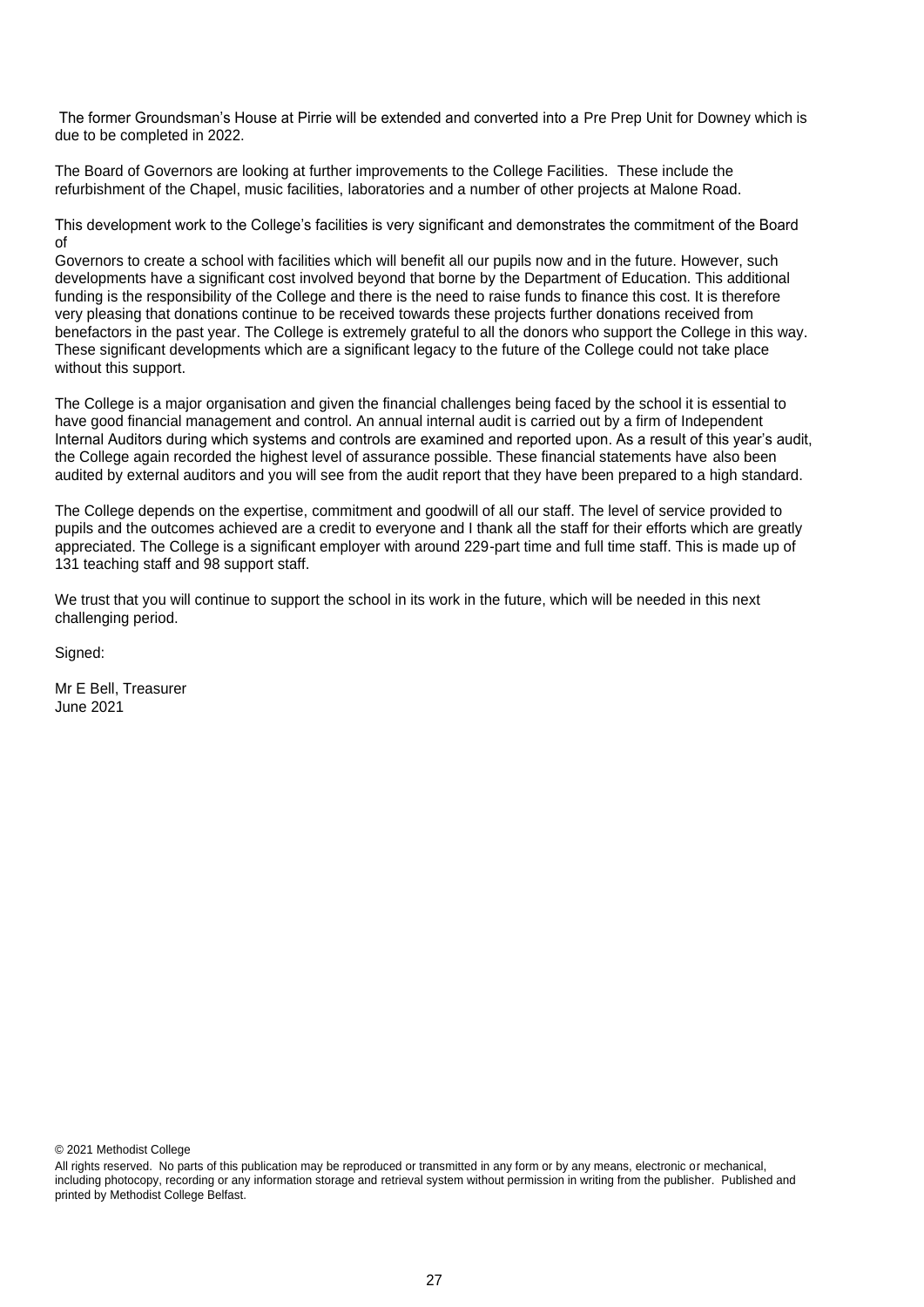The former Groundsman's House at Pirrie will be extended and converted into a Pre Prep Unit for Downey which is due to be completed in 2022.

The Board of Governors are looking at further improvements to the College Facilities. These include the refurbishment of the Chapel, music facilities, laboratories and a number of other projects at Malone Road.

This development work to the College's facilities is very significant and demonstrates the commitment of the Board of
Governors to create a school with facilities which will benefit all our pupils now and in the future. However, such developments have a significant cost involved beyond that borne by the Department of Education. This additional funding is the responsibility of the College and there is the need to raise funds to finance this cost. It is therefore very pleasing that donations continue to be received towards these projects further donations received from benefactors in the past year. The College is extremely grateful to all the donors who support the College in this way. These significant developments which are a significant legacy to the future of the College could not take place without this support.

The College is a major organisation and given the financial challenges being faced by the school it is essential to have good financial management and control. An annual internal audit is carried out by a firm of Independent Internal Auditors during which systems and controls are examined and reported upon. As a result of this year's audit, the College again recorded the highest level of assurance possible. These financial statements have also been audited by external auditors and you will see from the audit report that they have been prepared to a high standard.

The College depends on the expertise, commitment and goodwill of all our staff. The level of service provided to pupils and the outcomes achieved are a credit to everyone and I thank all the staff for their efforts which are greatly appreciated. The College is a significant employer with around 229-part time and full time staff. This is made up of 131 teaching staff and 98 support staff.

We trust that you will continue to support the school in its work in the future, which will be needed in this next challenging period.

Signed:

Mr E Bell, Treasurer
June 2021

© 2021 Methodist College

All rights reserved. No parts of this publication may be reproduced or transmitted in any form or by any means, electronic or mechanical, including photocopy, recording or any information storage and retrieval system without permission in writing from the publisher. Published and printed by Methodist College Belfast.